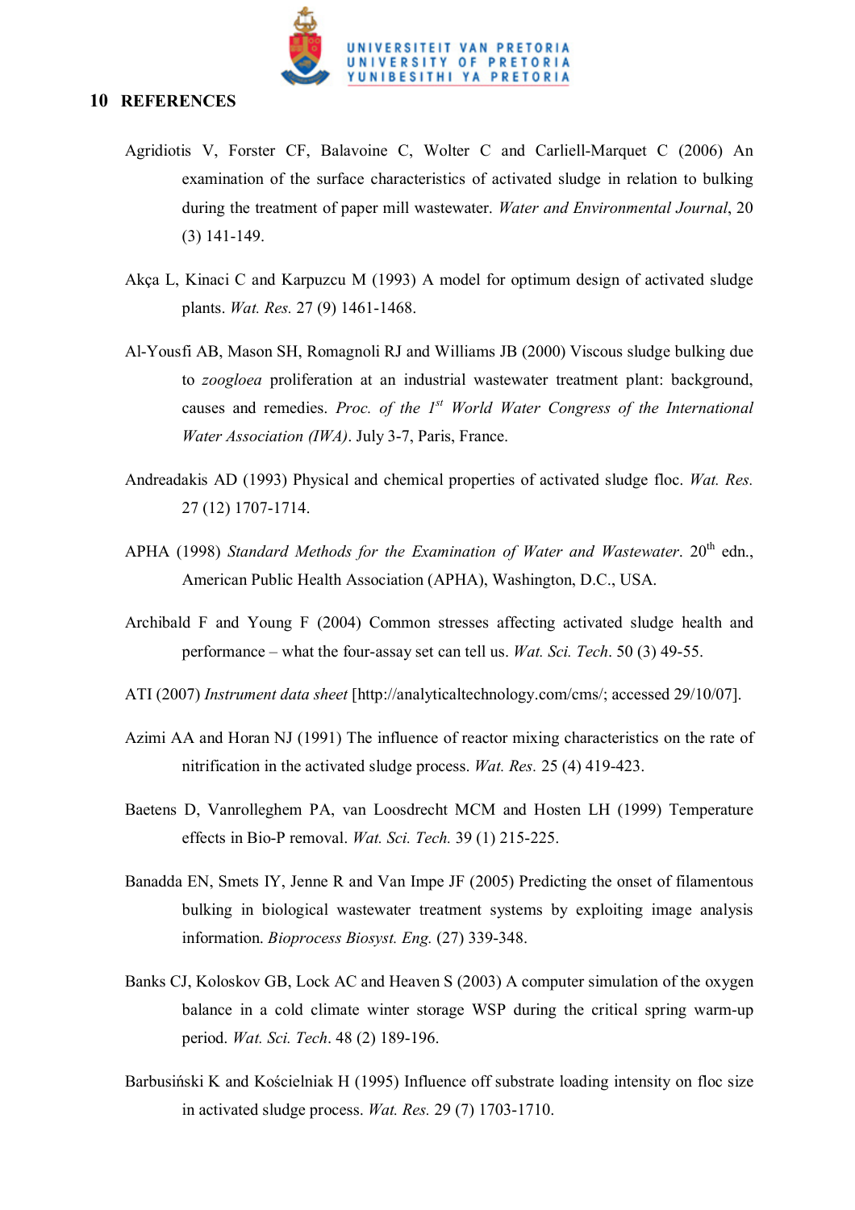# 10 REFERENCES

Agridiotis V, Forster CF, Balavoine C, Wolter C and Carliell-Marquet C (2006) An examination of the surface characteristics of activated sludge in relation to bulking during the treatment of paper mill wastewater. *Water and Environmental Journal*, 20 (3) 141-149.

Akça L, Kinaci C and Karpuzcu M (1993) A model for optimum design of activated sludge plants. *Wat. Res.* 27 (9) 1461-1468.

Al-Yousfi AB, Mason SH, Romagnoli RJ and Williams JB (2000) Viscous sludge bulking due to *zoogloea* proliferation at an industrial wastewater treatment plant: background, causes and remedies. *Proc. of the 1st World Water Congress of the International Water Association (IWA)*. July 3-7, Paris, France.

Andreadakis AD (1993) Physical and chemical properties of activated sludge floc. *Wat. Res.* 27 (12) 1707-1714.

APHA (1998) *Standard Methods for the Examination of Water and Wastewater*. 20th edn., American Public Health Association (APHA), Washington, D.C., USA.

Archibald F and Young F (2004) Common stresses affecting activated sludge health and performance – what the four-assay set can tell us. *Wat. Sci. Tech*. 50 (3) 49-55.

ATI (2007) *Instrument data sheet* [http://analyticaltechnology.com/cms/; accessed 29/10/07].

Azimi AA and Horan NJ (1991) The influence of reactor mixing characteristics on the rate of nitrification in the activated sludge process. *Wat. Res.* 25 (4) 419-423.

Baetens D, Vanrolleghem PA, van Loosdrecht MCM and Hosten LH (1999) Temperature effects in Bio-P removal. *Wat. Sci. Tech.* 39 (1) 215-225.

Banadda EN, Smets IY, Jenne R and Van Impe JF (2005) Predicting the onset of filamentous bulking in biological wastewater treatment systems by exploiting image analysis information. *Bioprocess Biosyst. Eng.* (27) 339-348.

Banks CJ, Koloskov GB, Lock AC and Heaven S (2003) A computer simulation of the oxygen balance in a cold climate winter storage WSP during the critical spring warm-up period. *Wat. Sci. Tech*. 48 (2) 189-196.

Barbusiński K and Kościelniak H (1995) Influence off substrate loading intensity on floc size in activated sludge process. *Wat. Res.* 29 (7) 1703-1710.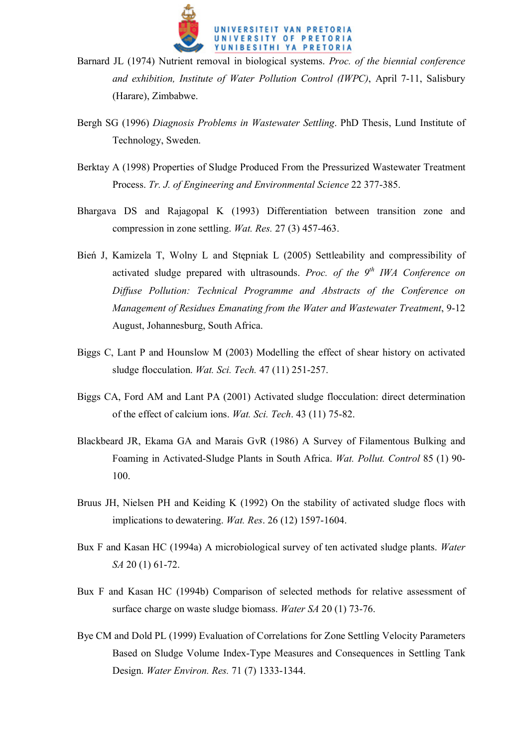Barnard JL (1974) Nutrient removal in biological systems. *Proc. of the biennial conference and exhibition, Institute of Water Pollution Control (IWPC)*, April 7-11, Salisbury (Harare), Zimbabwe.

Bergh SG (1996) *Diagnosis Problems in Wastewater Settling*. PhD Thesis, Lund Institute of Technology, Sweden.

Berktay A (1998) Properties of Sludge Produced From the Pressurized Wastewater Treatment Process. *Tr. J. of Engineering and Environmental Science* 22 377-385.

Bhargava DS and Rajagopal K (1993) Differentiation between transition zone and compression in zone settling. *Wat. Res.* 27 (3) 457-463.

Bień J, Kamizela T, Wolny L and Stępniak L (2005) Settleability and compressibility of activated sludge prepared with ultrasounds. *Proc. of the 9th IWA Conference on Diffuse Pollution: Technical Programme and Abstracts of the Conference on Management of Residues Emanating from the Water and Wastewater Treatment*, 9-12 August, Johannesburg, South Africa.

Biggs C, Lant P and Hounslow M (2003) Modelling the effect of shear history on activated sludge flocculation. *Wat. Sci. Tech.* 47 (11) 251-257.

Biggs CA, Ford AM and Lant PA (2001) Activated sludge flocculation: direct determination of the effect of calcium ions. *Wat. Sci. Tech*. 43 (11) 75-82.

Blackbeard JR, Ekama GA and Marais GvR (1986) A Survey of Filamentous Bulking and Foaming in Activated-Sludge Plants in South Africa. *Wat. Pollut. Control* 85 (1) 90-100.

Bruus JH, Nielsen PH and Keiding K (1992) On the stability of activated sludge flocs with implications to dewatering. *Wat. Res*. 26 (12) 1597-1604.

Bux F and Kasan HC (1994a) A microbiological survey of ten activated sludge plants. *Water SA* 20 (1) 61-72.

Bux F and Kasan HC (1994b) Comparison of selected methods for relative assessment of surface charge on waste sludge biomass. *Water SA* 20 (1) 73-76.

Bye CM and Dold PL (1999) Evaluation of Correlations for Zone Settling Velocity Parameters Based on Sludge Volume Index-Type Measures and Consequences in Settling Tank Design. *Water Environ. Res.* 71 (7) 1333-1344.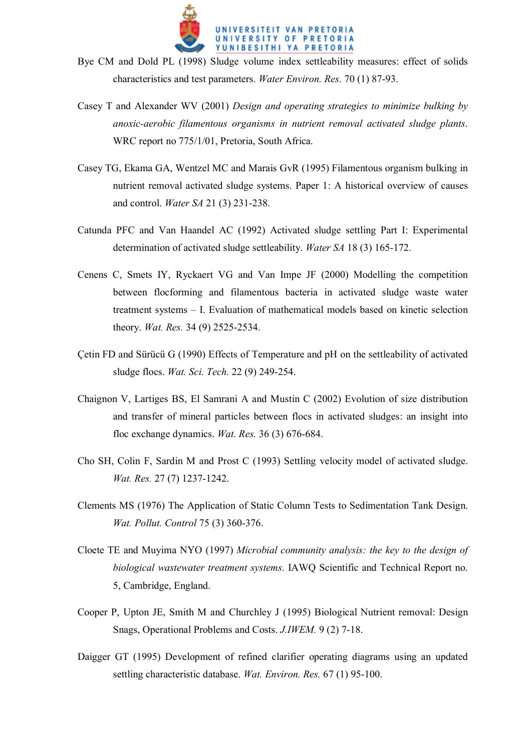Bye CM and Dold PL (1998) Sludge volume index settleability measures: effect of solids characteristics and test parameters. *Water Environ. Res.* 70 (1) 87-93.

Casey T and Alexander WV (2001) *Design and operating strategies to minimize bulking by anoxic-aerobic filamentous organisms in nutrient removal activated sludge plants*. WRC report no 775/1/01, Pretoria, South Africa.

Casey TG, Ekama GA, Wentzel MC and Marais GvR (1995) Filamentous organism bulking in nutrient removal activated sludge systems. Paper 1: A historical overview of causes and control. *Water SA* 21 (3) 231-238.

Catunda PFC and Van Haandel AC (1992) Activated sludge settling Part I: Experimental determination of activated sludge settleability. *Water SA* 18 (3) 165-172.

Cenens C, Smets IY, Ryckaert VG and Van Impe JF (2000) Modelling the competition between flocforming and filamentous bacteria in activated sludge waste water treatment systems – I. Evaluation of mathematical models based on kinetic selection theory. *Wat. Res.* 34 (9) 2525-2534.

Çetin FD and Sürücü G (1990) Effects of Temperature and pH on the settleability of activated sludge flocs. *Wat. Sci. Tech.* 22 (9) 249-254.

Chaignon V, Lartiges BS, El Samrani A and Mustin C (2002) Evolution of size distribution and transfer of mineral particles between flocs in activated sludges: an insight into floc exchange dynamics. *Wat. Res.* 36 (3) 676-684.

Cho SH, Colin F, Sardin M and Prost C (1993) Settling velocity model of activated sludge. *Wat. Res.* 27 (7) 1237-1242.

Clements MS (1976) The Application of Static Column Tests to Sedimentation Tank Design. *Wat. Pollut. Control* 75 (3) 360-376.

Cloete TE and Muyima NYO (1997) *Microbial community analysis: the key to the design of biological wastewater treatment systems*. IAWQ Scientific and Technical Report no. 5, Cambridge, England.

Cooper P, Upton JE, Smith M and Churchley J (1995) Biological Nutrient removal: Design Snags, Operational Problems and Costs. *J.IWEM.* 9 (2) 7-18.

Daigger GT (1995) Development of refined clarifier operating diagrams using an updated settling characteristic database. *Wat. Environ. Res.* 67 (1) 95-100.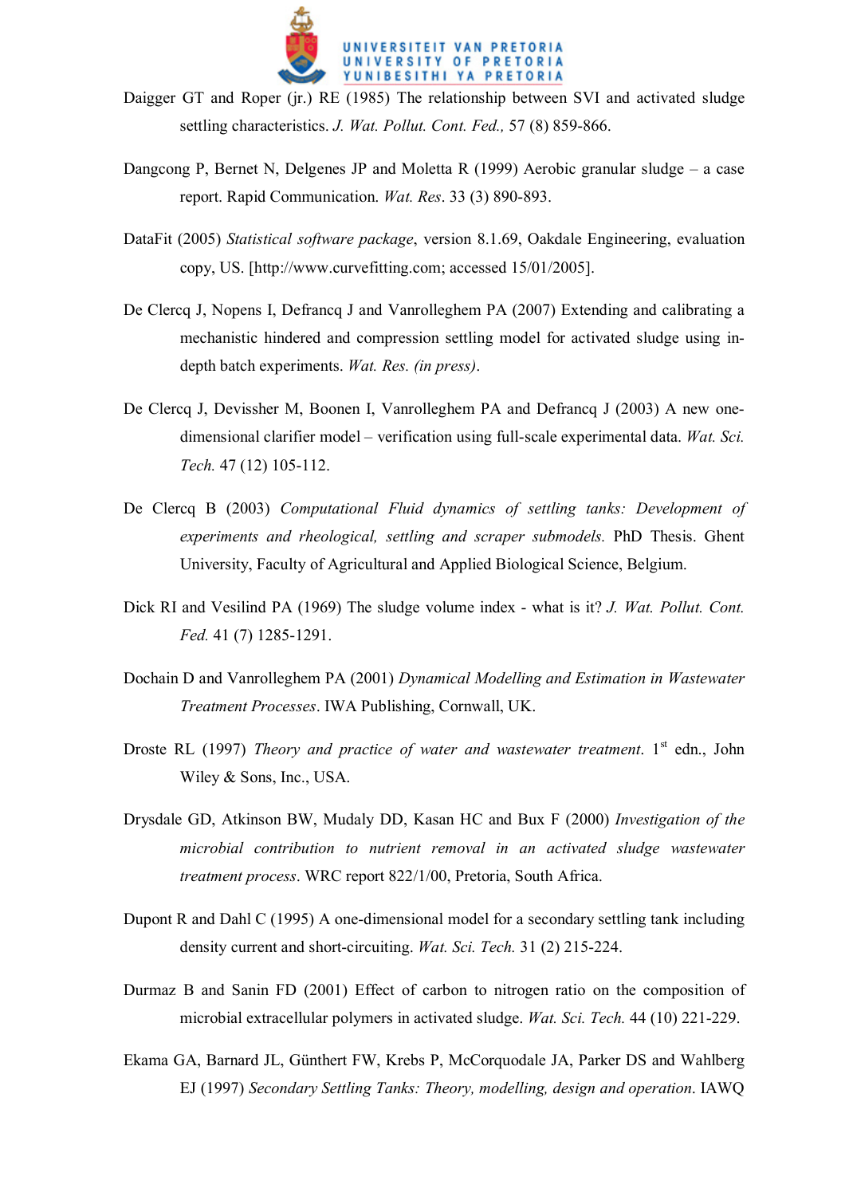Daigger GT and Roper (jr.) RE (1985) The relationship between SVI and activated sludge settling characteristics. *J. Wat. Pollut. Cont. Fed.,* 57 (8) 859-866.

Dangcong P, Bernet N, Delgenes JP and Moletta R (1999) Aerobic granular sludge – a case report. Rapid Communication. *Wat. Res*. 33 (3) 890-893.

DataFit (2005) *Statistical software package*, version 8.1.69, Oakdale Engineering, evaluation copy, US. [http://www.curvefitting.com; accessed 15/01/2005].

De Clercq J, Nopens I, Defrancq J and Vanrolleghem PA (2007) Extending and calibrating a mechanistic hindered and compression settling model for activated sludge using in-depth batch experiments. *Wat. Res. (in press)*.

De Clercq J, Devissher M, Boonen I, Vanrolleghem PA and Defrancq J (2003) A new one-dimensional clarifier model – verification using full-scale experimental data. *Wat. Sci. Tech.* 47 (12) 105-112.

De Clercq B (2003) *Computational Fluid dynamics of settling tanks: Development of experiments and rheological, settling and scraper submodels.* PhD Thesis. Ghent University, Faculty of Agricultural and Applied Biological Science, Belgium.

Dick RI and Vesilind PA (1969) The sludge volume index - what is it? *J. Wat. Pollut. Cont. Fed.* 41 (7) 1285-1291.

Dochain D and Vanrolleghem PA (2001) *Dynamical Modelling and Estimation in Wastewater Treatment Processes*. IWA Publishing, Cornwall, UK.

Droste RL (1997) *Theory and practice of water and wastewater treatment*. 1st edn., John Wiley & Sons, Inc., USA.

Drysdale GD, Atkinson BW, Mudaly DD, Kasan HC and Bux F (2000) *Investigation of the microbial contribution to nutrient removal in an activated sludge wastewater treatment process*. WRC report 822/1/00, Pretoria, South Africa.

Dupont R and Dahl C (1995) A one-dimensional model for a secondary settling tank including density current and short-circuiting. *Wat. Sci. Tech.* 31 (2) 215-224.

Durmaz B and Sanin FD (2001) Effect of carbon to nitrogen ratio on the composition of microbial extracellular polymers in activated sludge. *Wat. Sci. Tech.* 44 (10) 221-229.

Ekama GA, Barnard JL, Günthert FW, Krebs P, McCorquodale JA, Parker DS and Wahlberg EJ (1997) *Secondary Settling Tanks: Theory, modelling, design and operation*. IAWQ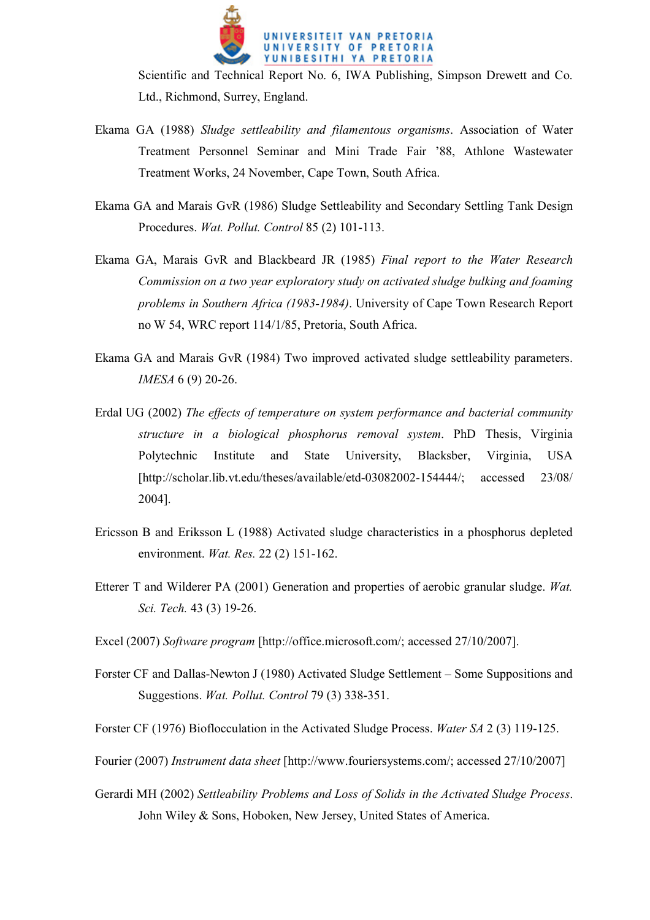Scientific and Technical Report No. 6, IWA Publishing, Simpson Drewett and Co. Ltd., Richmond, Surrey, England.

Ekama GA (1988) *Sludge settleability and filamentous organisms*. Association of Water Treatment Personnel Seminar and Mini Trade Fair '88, Athlone Wastewater Treatment Works, 24 November, Cape Town, South Africa.

Ekama GA and Marais GvR (1986) Sludge Settleability and Secondary Settling Tank Design Procedures. *Wat. Pollut. Control* 85 (2) 101-113.

Ekama GA, Marais GvR and Blackbeard JR (1985) *Final report to the Water Research Commission on a two year exploratory study on activated sludge bulking and foaming problems in Southern Africa (1983-1984)*. University of Cape Town Research Report no W 54, WRC report 114/1/85, Pretoria, South Africa.

Ekama GA and Marais GvR (1984) Two improved activated sludge settleability parameters. *IMESA* 6 (9) 20-26.

Erdal UG (2002) *The effects of temperature on system performance and bacterial community structure in a biological phosphorus removal system*. PhD Thesis, Virginia Polytechnic Institute and State University, Blacksber, Virginia, USA [http://scholar.lib.vt.edu/theses/available/etd-03082002-154444/; accessed 23/08/2004].

Ericsson B and Eriksson L (1988) Activated sludge characteristics in a phosphorus depleted environment. *Wat. Res.* 22 (2) 151-162.

Etterer T and Wilderer PA (2001) Generation and properties of aerobic granular sludge. *Wat. Sci. Tech.* 43 (3) 19-26.

Excel (2007) *Software program* [http://office.microsoft.com/; accessed 27/10/2007].

Forster CF and Dallas-Newton J (1980) Activated Sludge Settlement – Some Suppositions and Suggestions. *Wat. Pollut. Control* 79 (3) 338-351.

Forster CF (1976) Bioflocculation in the Activated Sludge Process. *Water SA* 2 (3) 119-125.

Fourier (2007) *Instrument data sheet* [http://www.fouriersystems.com/; accessed 27/10/2007]

Gerardi MH (2002) *Settleability Problems and Loss of Solids in the Activated Sludge Process*. John Wiley & Sons, Hoboken, New Jersey, United States of America.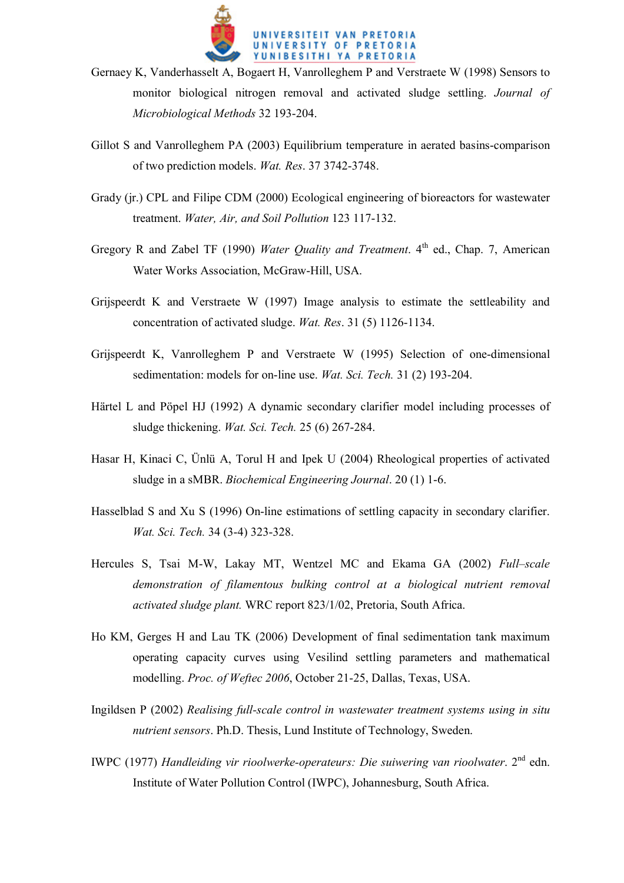Gernaey K, Vanderhasselt A, Bogaert H, Vanrolleghem P and Verstraete W (1998) Sensors to monitor biological nitrogen removal and activated sludge settling. *Journal of Microbiological Methods* 32 193-204.

Gillot S and Vanrolleghem PA (2003) Equilibrium temperature in aerated basins-comparison of two prediction models. *Wat. Res*. 37 3742-3748.

Grady (jr.) CPL and Filipe CDM (2000) Ecological engineering of bioreactors for wastewater treatment. *Water, Air, and Soil Pollution* 123 117-132.

Gregory R and Zabel TF (1990) *Water Quality and Treatment*. 4th ed., Chap. 7, American Water Works Association, McGraw-Hill, USA.

Grijspeerdt K and Verstraete W (1997) Image analysis to estimate the settleability and concentration of activated sludge. *Wat. Res*. 31 (5) 1126-1134.

Grijspeerdt K, Vanrolleghem P and Verstraete W (1995) Selection of one-dimensional sedimentation: models for on-line use. *Wat. Sci. Tech.* 31 (2) 193-204.

Härtel L and Pöpel HJ (1992) A dynamic secondary clarifier model including processes of sludge thickening. *Wat. Sci. Tech.* 25 (6) 267-284.

Hasar H, Kinaci C, Ünlü A, Torul H and Ipek U (2004) Rheological properties of activated sludge in a sMBR. *Biochemical Engineering Journal*. 20 (1) 1-6.

Hasselblad S and Xu S (1996) On-line estimations of settling capacity in secondary clarifier. *Wat. Sci. Tech.* 34 (3-4) 323-328.

Hercules S, Tsai M-W, Lakay MT, Wentzel MC and Ekama GA (2002) *Full–scale demonstration of filamentous bulking control at a biological nutrient removal activated sludge plant.* WRC report 823/1/02, Pretoria, South Africa.

Ho KM, Gerges H and Lau TK (2006) Development of final sedimentation tank maximum operating capacity curves using Vesilind settling parameters and mathematical modelling. *Proc. of Weftec 2006*, October 21-25, Dallas, Texas, USA.

Ingildsen P (2002) *Realising full-scale control in wastewater treatment systems using in situ nutrient sensors*. Ph.D. Thesis, Lund Institute of Technology, Sweden.

IWPC (1977) *Handleiding vir rioolwerke-operateurs: Die suiwering van rioolwater*. 2nd edn. Institute of Water Pollution Control (IWPC), Johannesburg, South Africa.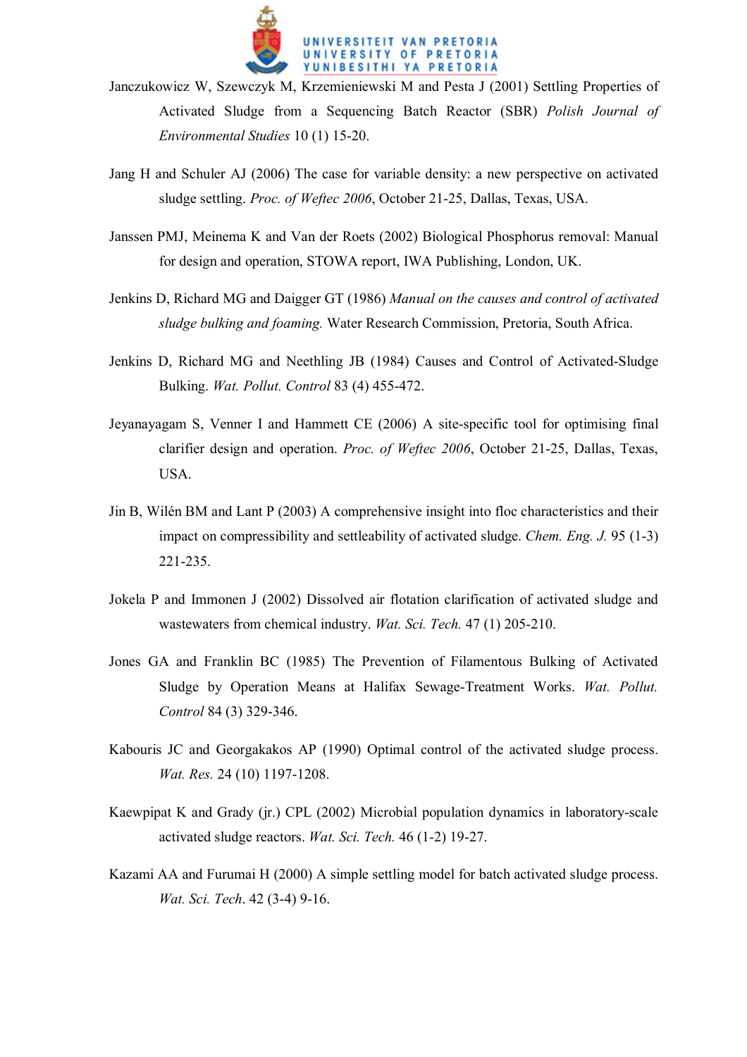Janczukowicz W, Szewczyk M, Krzemieniewski M and Pesta J (2001) Settling Properties of Activated Sludge from a Sequencing Batch Reactor (SBR) *Polish Journal of Environmental Studies* 10 (1) 15-20.

Jang H and Schuler AJ (2006) The case for variable density: a new perspective on activated sludge settling. *Proc. of Weftec 2006*, October 21-25, Dallas, Texas, USA.

Janssen PMJ, Meinema K and Van der Roets (2002) Biological Phosphorus removal: Manual for design and operation, STOWA report, IWA Publishing, London, UK.

Jenkins D, Richard MG and Daigger GT (1986) *Manual on the causes and control of activated sludge bulking and foaming.* Water Research Commission, Pretoria, South Africa.

Jenkins D, Richard MG and Neethling JB (1984) Causes and Control of Activated-Sludge Bulking. *Wat. Pollut. Control* 83 (4) 455-472.

Jeyanayagam S, Venner I and Hammett CE (2006) A site-specific tool for optimising final clarifier design and operation. *Proc. of Weftec 2006*, October 21-25, Dallas, Texas, USA.

Jin B, Wilén BM and Lant P (2003) A comprehensive insight into floc characteristics and their impact on compressibility and settleability of activated sludge. *Chem. Eng. J.* 95 (1-3) 221-235.

Jokela P and Immonen J (2002) Dissolved air flotation clarification of activated sludge and wastewaters from chemical industry. *Wat. Sci. Tech.* 47 (1) 205-210.

Jones GA and Franklin BC (1985) The Prevention of Filamentous Bulking of Activated Sludge by Operation Means at Halifax Sewage-Treatment Works. *Wat. Pollut. Control* 84 (3) 329-346.

Kabouris JC and Georgakakos AP (1990) Optimal control of the activated sludge process. *Wat. Res.* 24 (10) 1197-1208.

Kaewpipat K and Grady (jr.) CPL (2002) Microbial population dynamics in laboratory-scale activated sludge reactors. *Wat. Sci. Tech.* 46 (1-2) 19-27.

Kazami AA and Furumai H (2000) A simple settling model for batch activated sludge process. *Wat. Sci. Tech*. 42 (3-4) 9-16.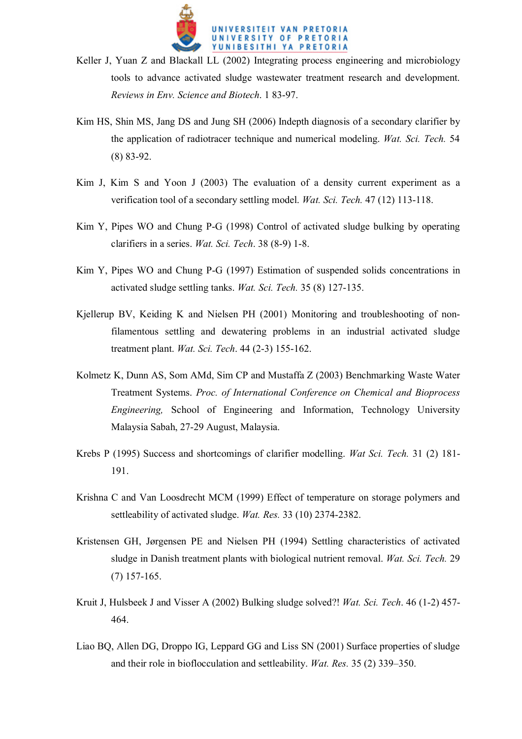Keller J, Yuan Z and Blackall LL (2002) Integrating process engineering and microbiology tools to advance activated sludge wastewater treatment research and development. *Reviews in Env. Science and Biotech*. 1 83-97.

Kim HS, Shin MS, Jang DS and Jung SH (2006) Indepth diagnosis of a secondary clarifier by the application of radiotracer technique and numerical modeling. *Wat. Sci. Tech.* 54 (8) 83-92.

Kim J, Kim S and Yoon J (2003) The evaluation of a density current experiment as a verification tool of a secondary settling model. *Wat. Sci. Tech.* 47 (12) 113-118.

Kim Y, Pipes WO and Chung P-G (1998) Control of activated sludge bulking by operating clarifiers in a series. *Wat. Sci. Tech*. 38 (8-9) 1-8.

Kim Y, Pipes WO and Chung P-G (1997) Estimation of suspended solids concentrations in activated sludge settling tanks. *Wat. Sci. Tech.* 35 (8) 127-135.

Kjellerup BV, Keiding K and Nielsen PH (2001) Monitoring and troubleshooting of non-filamentous settling and dewatering problems in an industrial activated sludge treatment plant. *Wat. Sci. Tech*. 44 (2-3) 155-162.

Kolmetz K, Dunn AS, Som AMd, Sim CP and Mustaffa Z (2003) Benchmarking Waste Water Treatment Systems. *Proc. of International Conference on Chemical and Bioprocess Engineering,* School of Engineering and Information, Technology University Malaysia Sabah, 27-29 August, Malaysia.

Krebs P (1995) Success and shortcomings of clarifier modelling. *Wat Sci. Tech.* 31 (2) 181-191.

Krishna C and Van Loosdrecht MCM (1999) Effect of temperature on storage polymers and settleability of activated sludge. *Wat. Res.* 33 (10) 2374-2382.

Kristensen GH, Jørgensen PE and Nielsen PH (1994) Settling characteristics of activated sludge in Danish treatment plants with biological nutrient removal. *Wat. Sci. Tech.* 29 (7) 157-165.

Kruit J, Hulsbeek J and Visser A (2002) Bulking sludge solved?! *Wat. Sci. Tech*. 46 (1-2) 457-464.

Liao BQ, Allen DG, Droppo IG, Leppard GG and Liss SN (2001) Surface properties of sludge and their role in bioflocculation and settleability. *Wat. Res.* 35 (2) 339–350.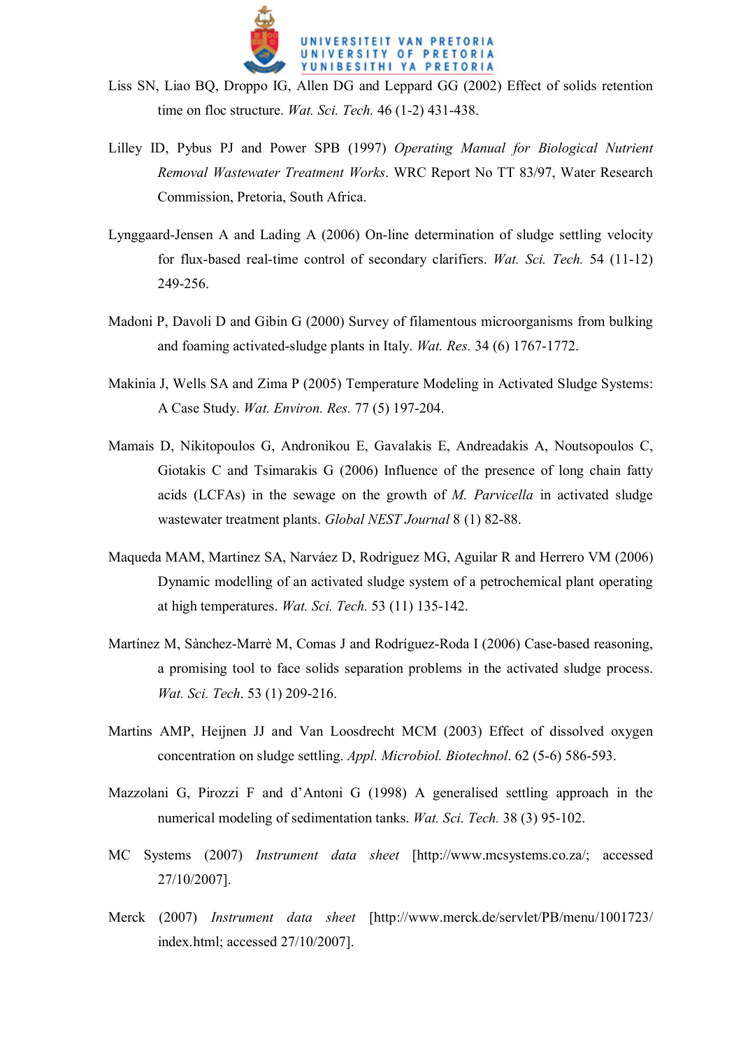Liss SN, Liao BQ, Droppo IG, Allen DG and Leppard GG (2002) Effect of solids retention time on floc structure. *Wat. Sci. Tech.* 46 (1-2) 431-438.

Lilley ID, Pybus PJ and Power SPB (1997) *Operating Manual for Biological Nutrient Removal Wastewater Treatment Works*. WRC Report No TT 83/97, Water Research Commission, Pretoria, South Africa.

Lynggaard-Jensen A and Lading A (2006) On-line determination of sludge settling velocity for flux-based real-time control of secondary clarifiers. *Wat. Sci. Tech.* 54 (11-12) 249-256.

Madoni P, Davoli D and Gibin G (2000) Survey of filamentous microorganisms from bulking and foaming activated-sludge plants in Italy. *Wat. Res.* 34 (6) 1767-1772.

Makinia J, Wells SA and Zima P (2005) Temperature Modeling in Activated Sludge Systems: A Case Study. *Wat. Environ. Res.* 77 (5) 197-204.

Mamais D, Nikitopoulos G, Andronikou E, Gavalakis E, Andreadakis A, Noutsopoulos C, Giotakis C and Tsimarakis G (2006) Influence of the presence of long chain fatty acids (LCFAs) in the sewage on the growth of *M. Parvicella* in activated sludge wastewater treatment plants. *Global NEST Journal* 8 (1) 82-88.

Maqueda MAM, Martinez SA, Narváez D, Rodriguez MG, Aguilar R and Herrero VM (2006) Dynamic modelling of an activated sludge system of a petrochemical plant operating at high temperatures. *Wat. Sci. Tech.* 53 (11) 135-142.

Martínez M, Sànchez-Marrè M, Comas J and Rodríguez-Roda I (2006) Case-based reasoning, a promising tool to face solids separation problems in the activated sludge process. *Wat. Sci. Tech*. 53 (1) 209-216.

Martins AMP, Heijnen JJ and Van Loosdrecht MCM (2003) Effect of dissolved oxygen concentration on sludge settling. *Appl. Microbiol. Biotechnol*. 62 (5-6) 586-593.

Mazzolani G, Pirozzi F and d'Antoni G (1998) A generalised settling approach in the numerical modeling of sedimentation tanks. *Wat. Sci. Tech.* 38 (3) 95-102.

MC Systems (2007) *Instrument data sheet* [http://www.mcsystems.co.za/; accessed 27/10/2007].

Merck (2007) *Instrument data sheet* [http://www.merck.de/servlet/PB/menu/1001723/index.html; accessed 27/10/2007].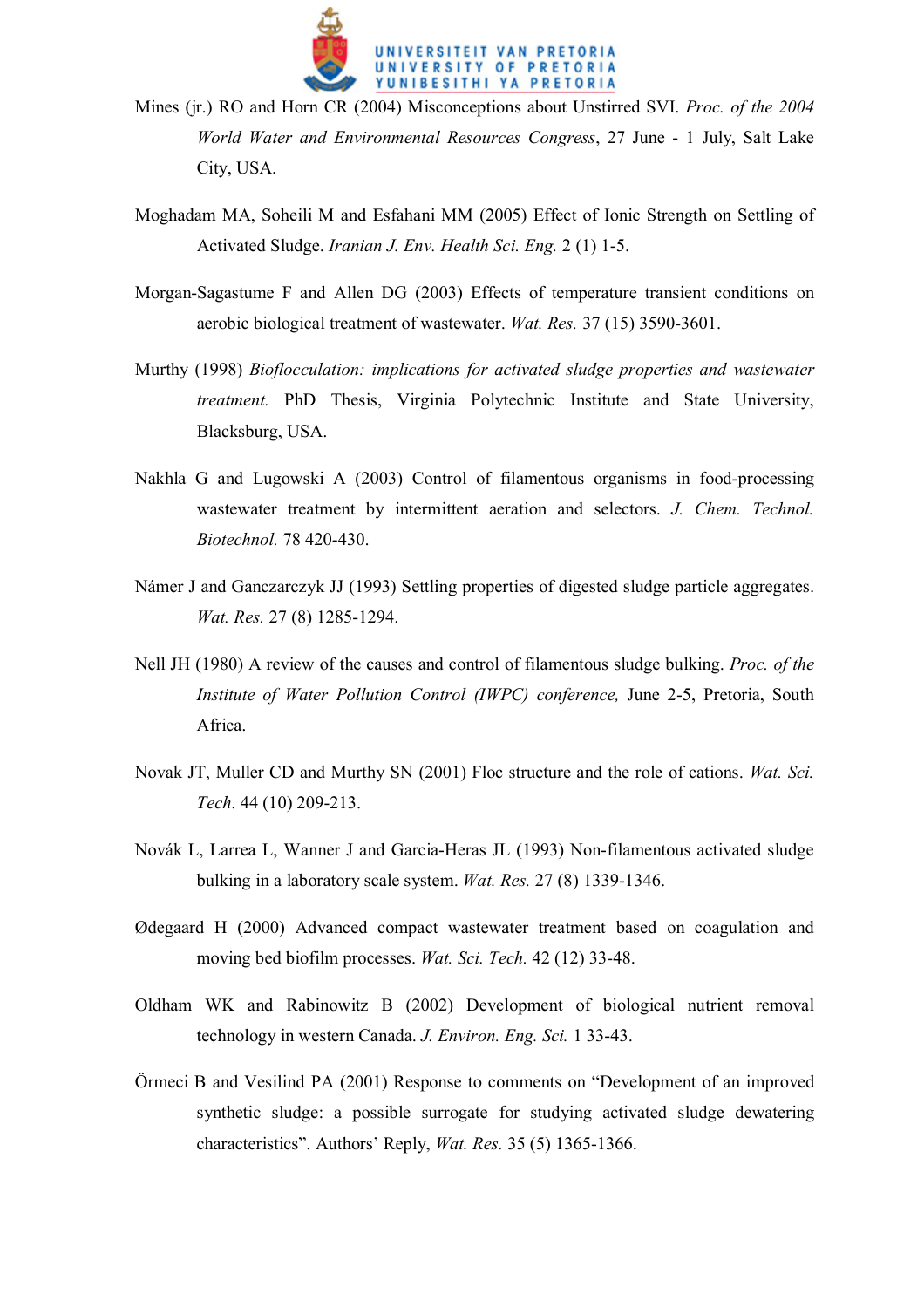Mines (jr.) RO and Horn CR (2004) Misconceptions about Unstirred SVI. *Proc. of the 2004 World Water and Environmental Resources Congress*, 27 June - 1 July, Salt Lake City, USA.

Moghadam MA, Soheili M and Esfahani MM (2005) Effect of Ionic Strength on Settling of Activated Sludge. *Iranian J. Env. Health Sci. Eng.* 2 (1) 1-5.

Morgan-Sagastume F and Allen DG (2003) Effects of temperature transient conditions on aerobic biological treatment of wastewater. *Wat. Res.* 37 (15) 3590-3601.

Murthy (1998) *Bioflocculation: implications for activated sludge properties and wastewater treatment.* PhD Thesis, Virginia Polytechnic Institute and State University, Blacksburg, USA.

Nakhla G and Lugowski A (2003) Control of filamentous organisms in food-processing wastewater treatment by intermittent aeration and selectors. *J. Chem. Technol. Biotechnol.* 78 420-430.

Námer J and Ganczarczyk JJ (1993) Settling properties of digested sludge particle aggregates. *Wat. Res.* 27 (8) 1285-1294.

Nell JH (1980) A review of the causes and control of filamentous sludge bulking. *Proc. of the Institute of Water Pollution Control (IWPC) conference,* June 2-5, Pretoria, South Africa.

Novak JT, Muller CD and Murthy SN (2001) Floc structure and the role of cations. *Wat. Sci. Tech*. 44 (10) 209-213.

Novák L, Larrea L, Wanner J and Garcia-Heras JL (1993) Non-filamentous activated sludge bulking in a laboratory scale system. *Wat. Res.* 27 (8) 1339-1346.

Ødegaard H (2000) Advanced compact wastewater treatment based on coagulation and moving bed biofilm processes. *Wat. Sci. Tech.* 42 (12) 33-48.

Oldham WK and Rabinowitz B (2002) Development of biological nutrient removal technology in western Canada. *J. Environ. Eng. Sci.* 1 33-43.

Örmeci B and Vesilind PA (2001) Response to comments on "Development of an improved synthetic sludge: a possible surrogate for studying activated sludge dewatering characteristics". Authors' Reply, *Wat. Res.* 35 (5) 1365-1366.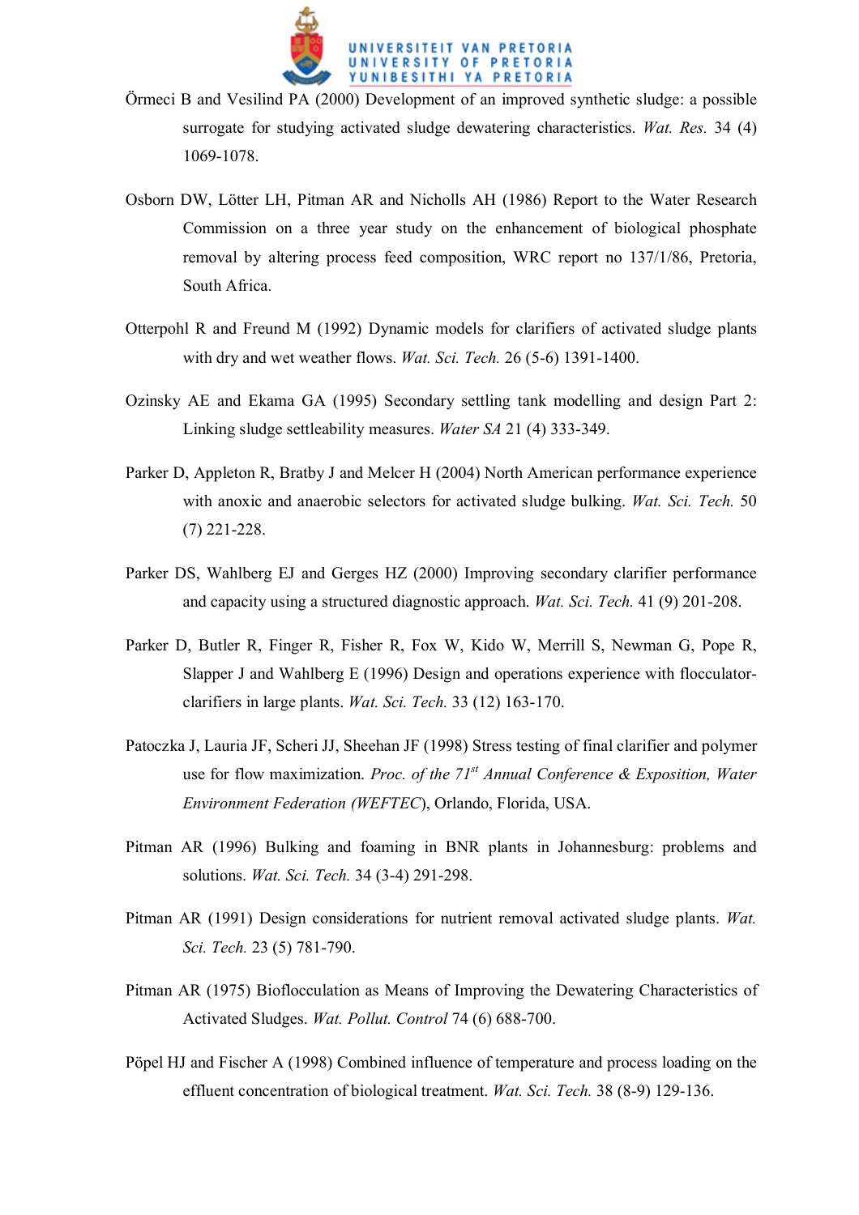Örmeci B and Vesilind PA (2000) Development of an improved synthetic sludge: a possible surrogate for studying activated sludge dewatering characteristics. *Wat. Res.* 34 (4) 1069-1078.

Osborn DW, Lötter LH, Pitman AR and Nicholls AH (1986) Report to the Water Research Commission on a three year study on the enhancement of biological phosphate removal by altering process feed composition, WRC report no 137/1/86, Pretoria, South Africa.

Otterpohl R and Freund M (1992) Dynamic models for clarifiers of activated sludge plants with dry and wet weather flows. *Wat. Sci. Tech.* 26 (5-6) 1391-1400.

Ozinsky AE and Ekama GA (1995) Secondary settling tank modelling and design Part 2: Linking sludge settleability measures. *Water SA* 21 (4) 333-349.

Parker D, Appleton R, Bratby J and Melcer H (2004) North American performance experience with anoxic and anaerobic selectors for activated sludge bulking. *Wat. Sci. Tech.* 50 (7) 221-228.

Parker DS, Wahlberg EJ and Gerges HZ (2000) Improving secondary clarifier performance and capacity using a structured diagnostic approach. *Wat. Sci. Tech.* 41 (9) 201-208.

Parker D, Butler R, Finger R, Fisher R, Fox W, Kido W, Merrill S, Newman G, Pope R, Slapper J and Wahlberg E (1996) Design and operations experience with flocculator-clarifiers in large plants. *Wat. Sci. Tech.* 33 (12) 163-170.

Patoczka J, Lauria JF, Scheri JJ, Sheehan JF (1998) Stress testing of final clarifier and polymer use for flow maximization. *Proc. of the 71st Annual Conference & Exposition, Water Environment Federation (WEFTEC*), Orlando, Florida, USA.

Pitman AR (1996) Bulking and foaming in BNR plants in Johannesburg: problems and solutions. *Wat. Sci. Tech.* 34 (3-4) 291-298.

Pitman AR (1991) Design considerations for nutrient removal activated sludge plants. *Wat. Sci. Tech.* 23 (5) 781-790.

Pitman AR (1975) Bioflocculation as Means of Improving the Dewatering Characteristics of Activated Sludges. *Wat. Pollut. Control* 74 (6) 688-700.

Pöpel HJ and Fischer A (1998) Combined influence of temperature and process loading on the effluent concentration of biological treatment. *Wat. Sci. Tech.* 38 (8-9) 129-136.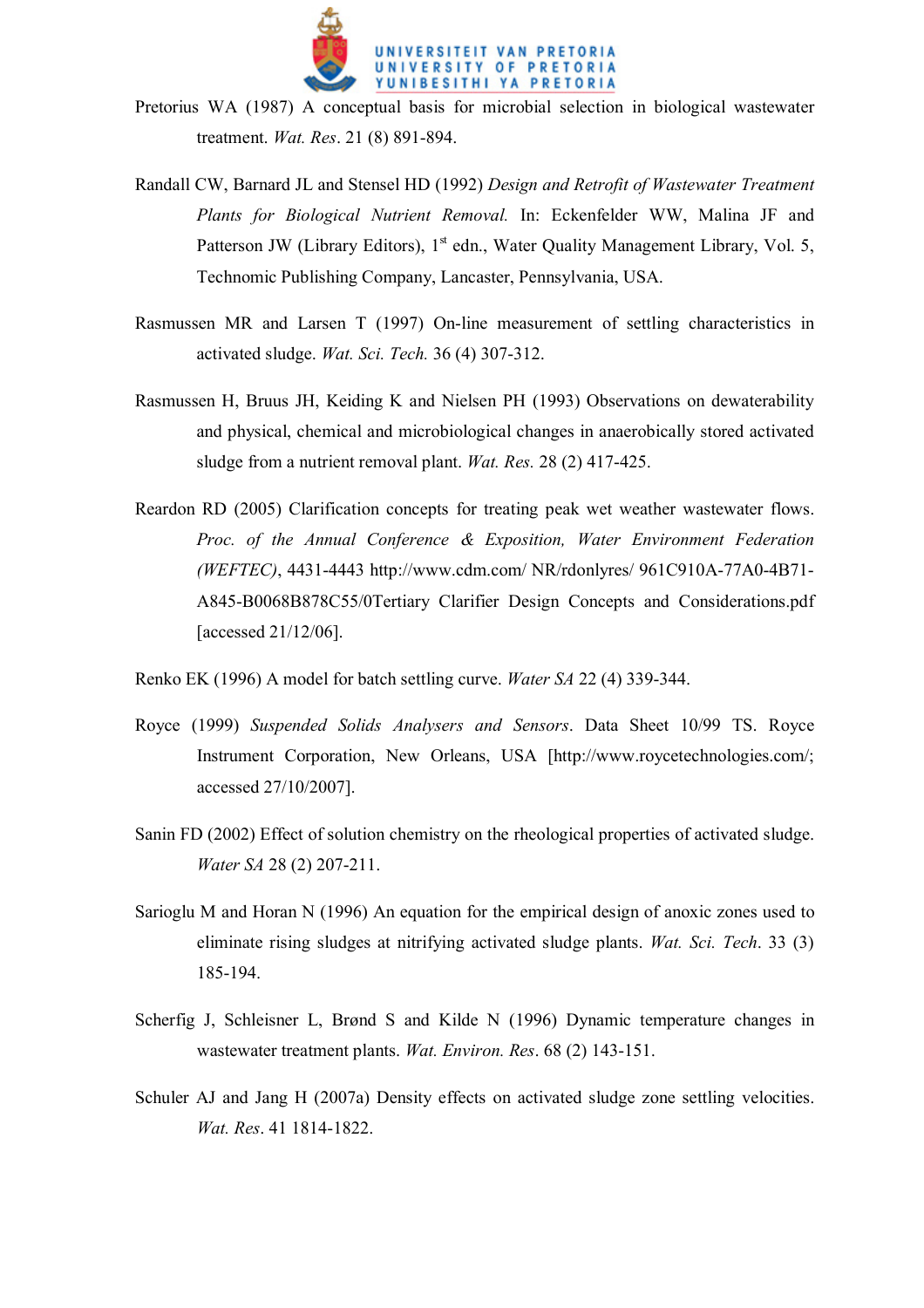Pretorius WA (1987) A conceptual basis for microbial selection in biological wastewater treatment. *Wat. Res*. 21 (8) 891-894.

Randall CW, Barnard JL and Stensel HD (1992) *Design and Retrofit of Wastewater Treatment Plants for Biological Nutrient Removal.* In: Eckenfelder WW, Malina JF and Patterson JW (Library Editors), 1st edn., Water Quality Management Library, Vol. 5, Technomic Publishing Company, Lancaster, Pennsylvania, USA.

Rasmussen MR and Larsen T (1997) On-line measurement of settling characteristics in activated sludge. *Wat. Sci. Tech.* 36 (4) 307-312.

Rasmussen H, Bruus JH, Keiding K and Nielsen PH (1993) Observations on dewaterability and physical, chemical and microbiological changes in anaerobically stored activated sludge from a nutrient removal plant. *Wat. Res.* 28 (2) 417-425.

Reardon RD (2005) Clarification concepts for treating peak wet weather wastewater flows. *Proc. of the Annual Conference & Exposition, Water Environment Federation (WEFTEC)*, 4431-4443 http://www.cdm.com/ NR/rdonlyres/ 961C910A-77A0-4B71-A845-B0068B878C55/0Tertiary Clarifier Design Concepts and Considerations.pdf [accessed 21/12/06].

Renko EK (1996) A model for batch settling curve. *Water SA* 22 (4) 339-344.

Royce (1999) *Suspended Solids Analysers and Sensors*. Data Sheet 10/99 TS. Royce Instrument Corporation, New Orleans, USA [http://www.roycetechnologies.com/; accessed 27/10/2007].

Sanin FD (2002) Effect of solution chemistry on the rheological properties of activated sludge. *Water SA* 28 (2) 207-211.

Sarioglu M and Horan N (1996) An equation for the empirical design of anoxic zones used to eliminate rising sludges at nitrifying activated sludge plants. *Wat. Sci. Tech*. 33 (3) 185-194.

Scherfig J, Schleisner L, Brønd S and Kilde N (1996) Dynamic temperature changes in wastewater treatment plants. *Wat. Environ. Res*. 68 (2) 143-151.

Schuler AJ and Jang H (2007a) Density effects on activated sludge zone settling velocities. *Wat. Res*. 41 1814-1822.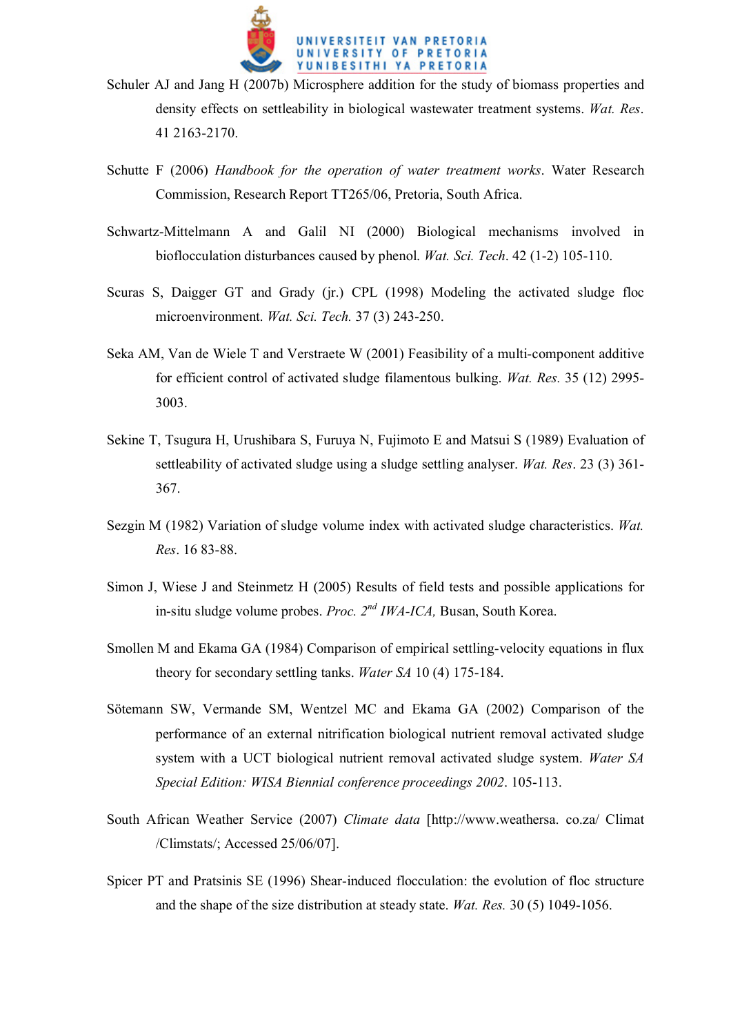Schuler AJ and Jang H (2007b) Microsphere addition for the study of biomass properties and density effects on settleability in biological wastewater treatment systems. *Wat. Res*. 41 2163-2170.

Schutte F (2006) *Handbook for the operation of water treatment works*. Water Research Commission, Research Report TT265/06, Pretoria, South Africa.

Schwartz-Mittelmann A and Galil NI (2000) Biological mechanisms involved in bioflocculation disturbances caused by phenol. *Wat. Sci. Tech*. 42 (1-2) 105-110.

Scuras S, Daigger GT and Grady (jr.) CPL (1998) Modeling the activated sludge floc microenvironment. *Wat. Sci. Tech.* 37 (3) 243-250.

Seka AM, Van de Wiele T and Verstraete W (2001) Feasibility of a multi-component additive for efficient control of activated sludge filamentous bulking. *Wat. Res.* 35 (12) 2995-3003.

Sekine T, Tsugura H, Urushibara S, Furuya N, Fujimoto E and Matsui S (1989) Evaluation of settleability of activated sludge using a sludge settling analyser. *Wat. Res*. 23 (3) 361-367.

Sezgin M (1982) Variation of sludge volume index with activated sludge characteristics. *Wat. Res*. 16 83-88.

Simon J, Wiese J and Steinmetz H (2005) Results of field tests and possible applications for in-situ sludge volume probes. *Proc. 2nd IWA-ICA,* Busan, South Korea.

Smollen M and Ekama GA (1984) Comparison of empirical settling-velocity equations in flux theory for secondary settling tanks. *Water SA* 10 (4) 175-184.

Sötemann SW, Vermande SM, Wentzel MC and Ekama GA (2002) Comparison of the performance of an external nitrification biological nutrient removal activated sludge system with a UCT biological nutrient removal activated sludge system. *Water SA Special Edition: WISA Biennial conference proceedings 2002*. 105-113.

South African Weather Service (2007) *Climate data* [http://www.weathersa. co.za/ Climat /Climstats/; Accessed 25/06/07].

Spicer PT and Pratsinis SE (1996) Shear-induced flocculation: the evolution of floc structure and the shape of the size distribution at steady state. *Wat. Res.* 30 (5) 1049-1056.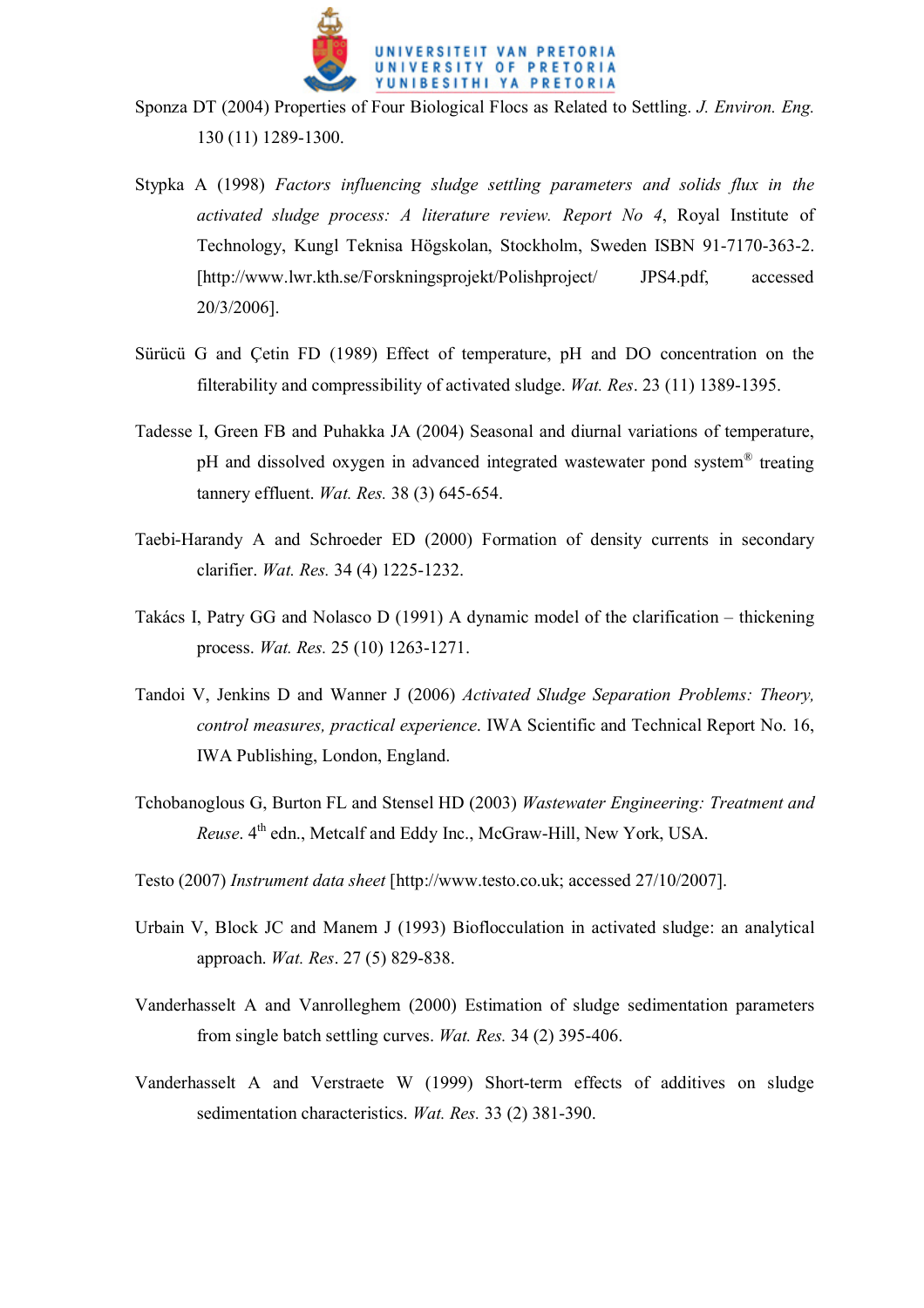Sponza DT (2004) Properties of Four Biological Flocs as Related to Settling. *J. Environ. Eng.* 130 (11) 1289-1300.

Stypka A (1998) *Factors influencing sludge settling parameters and solids flux in the activated sludge process: A literature review. Report No 4*, Royal Institute of Technology, Kungl Teknisa Högskolan, Stockholm, Sweden ISBN 91-7170-363-2. [http://www.lwr.kth.se/Forskningsprojekt/Polishproject/ JPS4.pdf, accessed 20/3/2006].

Sürücü G and Çetin FD (1989) Effect of temperature, pH and DO concentration on the filterability and compressibility of activated sludge. *Wat. Res*. 23 (11) 1389-1395.

Tadesse I, Green FB and Puhakka JA (2004) Seasonal and diurnal variations of temperature, pH and dissolved oxygen in advanced integrated wastewater pond system® treating tannery effluent. *Wat. Res.* 38 (3) 645-654.

Taebi-Harandy A and Schroeder ED (2000) Formation of density currents in secondary clarifier. *Wat. Res.* 34 (4) 1225-1232.

Takács I, Patry GG and Nolasco D (1991) A dynamic model of the clarification – thickening process. *Wat. Res.* 25 (10) 1263-1271.

Tandoi V, Jenkins D and Wanner J (2006) *Activated Sludge Separation Problems: Theory, control measures, practical experience*. IWA Scientific and Technical Report No. 16, IWA Publishing, London, England.

Tchobanoglous G, Burton FL and Stensel HD (2003) *Wastewater Engineering: Treatment and Reuse*. 4th edn., Metcalf and Eddy Inc., McGraw-Hill, New York, USA.

Testo (2007) *Instrument data sheet* [http://www.testo.co.uk; accessed 27/10/2007].

Urbain V, Block JC and Manem J (1993) Bioflocculation in activated sludge: an analytical approach. *Wat. Res*. 27 (5) 829-838.

Vanderhasselt A and Vanrolleghem (2000) Estimation of sludge sedimentation parameters from single batch settling curves. *Wat. Res.* 34 (2) 395-406.

Vanderhasselt A and Verstraete W (1999) Short-term effects of additives on sludge sedimentation characteristics. *Wat. Res.* 33 (2) 381-390.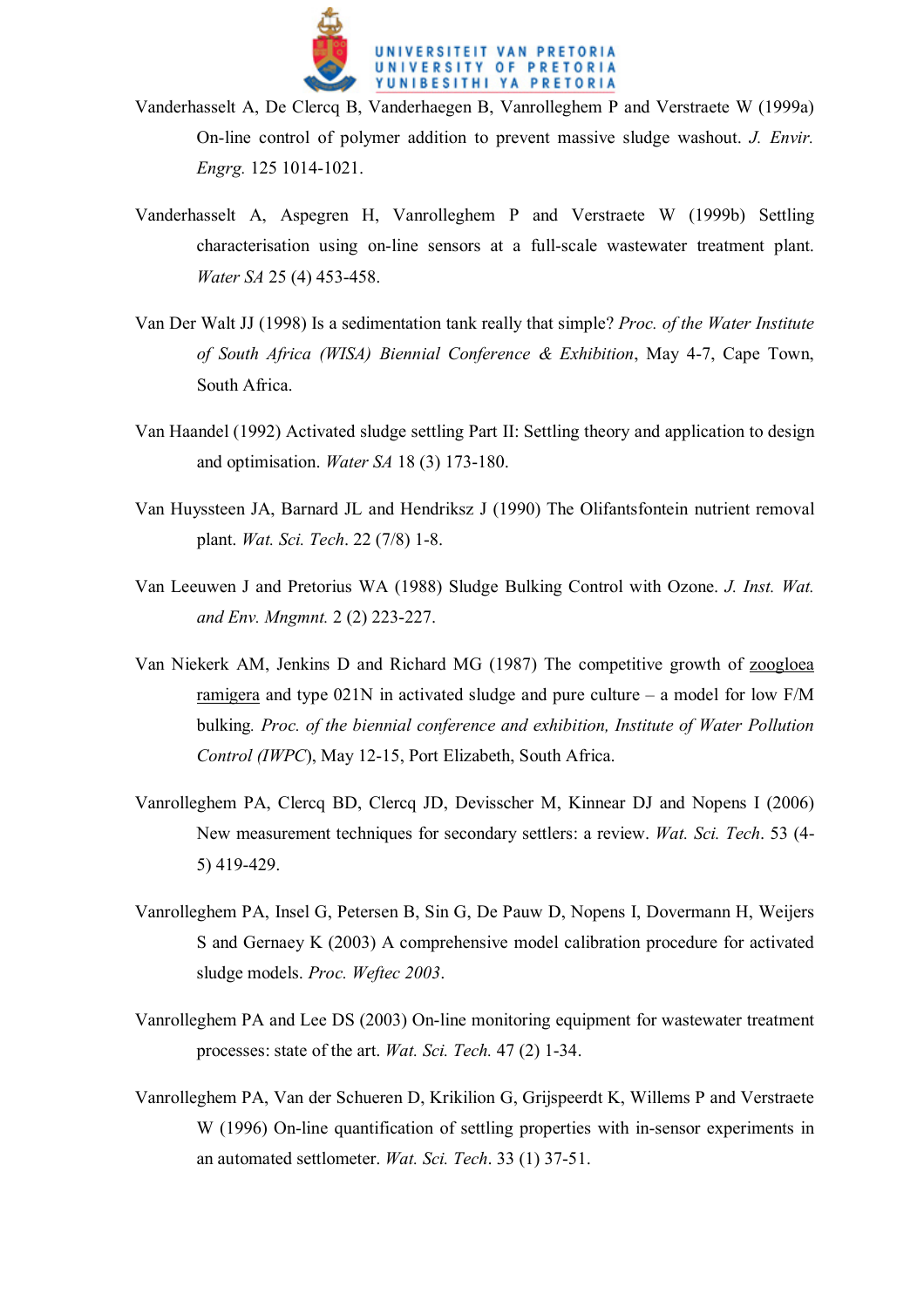Vanderhasselt A, De Clercq B, Vanderhaegen B, Vanrolleghem P and Verstraete W (1999a) On-line control of polymer addition to prevent massive sludge washout. *J. Envir. Engrg.* 125 1014-1021.

Vanderhasselt A, Aspegren H, Vanrolleghem P and Verstraete W (1999b) Settling characterisation using on-line sensors at a full-scale wastewater treatment plant. *Water SA* 25 (4) 453-458.

Van Der Walt JJ (1998) Is a sedimentation tank really that simple? *Proc. of the Water Institute of South Africa (WISA) Biennial Conference & Exhibition*, May 4-7, Cape Town, South Africa.

Van Haandel (1992) Activated sludge settling Part II: Settling theory and application to design and optimisation. *Water SA* 18 (3) 173-180.

Van Huyssteen JA, Barnard JL and Hendriksz J (1990) The Olifantsfontein nutrient removal plant. *Wat. Sci. Tech*. 22 (7/8) 1-8.

Van Leeuwen J and Pretorius WA (1988) Sludge Bulking Control with Ozone. *J. Inst. Wat. and Env. Mngmnt.* 2 (2) 223-227.

Van Niekerk AM, Jenkins D and Richard MG (1987) The competitive growth of zoogloea ramigera and type 021N in activated sludge and pure culture – a model for low F/M bulking. *Proc. of the biennial conference and exhibition, Institute of Water Pollution Control (IWPC*), May 12-15, Port Elizabeth, South Africa.

Vanrolleghem PA, Clercq BD, Clercq JD, Devisscher M, Kinnear DJ and Nopens I (2006) New measurement techniques for secondary settlers: a review. *Wat. Sci. Tech*. 53 (4-5) 419-429.

Vanrolleghem PA, Insel G, Petersen B, Sin G, De Pauw D, Nopens I, Dovermann H, Weijers S and Gernaey K (2003) A comprehensive model calibration procedure for activated sludge models. *Proc. Weftec 2003*.

Vanrolleghem PA and Lee DS (2003) On-line monitoring equipment for wastewater treatment processes: state of the art. *Wat. Sci. Tech*. 47 (2) 1-34.

Vanrolleghem PA, Van der Schueren D, Krikilion G, Grijspeerdt K, Willems P and Verstraete W (1996) On-line quantification of settling properties with in-sensor experiments in an automated settlometer. *Wat. Sci. Tech*. 33 (1) 37-51.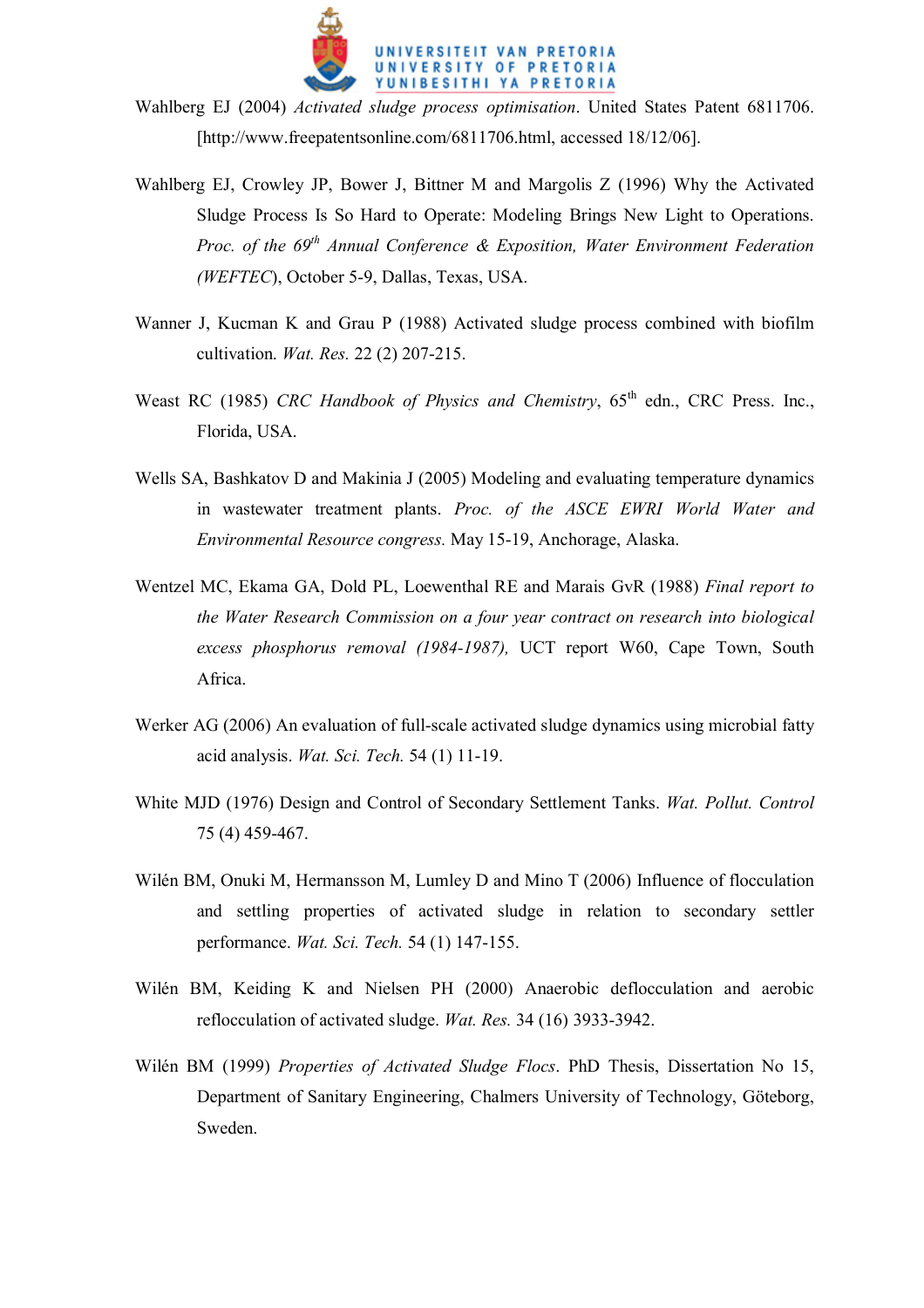Wahlberg EJ (2004) *Activated sludge process optimisation*. United States Patent 6811706. [http://www.freepatentsonline.com/6811706.html, accessed 18/12/06].

Wahlberg EJ, Crowley JP, Bower J, Bittner M and Margolis Z (1996) Why the Activated Sludge Process Is So Hard to Operate: Modeling Brings New Light to Operations. *Proc. of the 69th Annual Conference & Exposition, Water Environment Federation (WEFTEC)*, October 5-9, Dallas, Texas, USA.

Wanner J, Kucman K and Grau P (1988) Activated sludge process combined with biofilm cultivation. *Wat. Res.* 22 (2) 207-215.

Weast RC (1985) *CRC Handbook of Physics and Chemistry*, 65th edn., CRC Press. Inc., Florida, USA.

Wells SA, Bashkatov D and Makinia J (2005) Modeling and evaluating temperature dynamics in wastewater treatment plants. *Proc. of the ASCE EWRI World Water and Environmental Resource congress.* May 15-19, Anchorage, Alaska.

Wentzel MC, Ekama GA, Dold PL, Loewenthal RE and Marais GvR (1988) *Final report to the Water Research Commission on a four year contract on research into biological excess phosphorus removal (1984-1987),* UCT report W60, Cape Town, South Africa.

Werker AG (2006) An evaluation of full-scale activated sludge dynamics using microbial fatty acid analysis. *Wat. Sci. Tech.* 54 (1) 11-19.

White MJD (1976) Design and Control of Secondary Settlement Tanks. *Wat. Pollut. Control* 75 (4) 459-467.

Wilén BM, Onuki M, Hermansson M, Lumley D and Mino T (2006) Influence of flocculation and settling properties of activated sludge in relation to secondary settler performance. *Wat. Sci. Tech.* 54 (1) 147-155.

Wilén BM, Keiding K and Nielsen PH (2000) Anaerobic deflocculation and aerobic reflocculation of activated sludge. *Wat. Res.* 34 (16) 3933-3942.

Wilén BM (1999) *Properties of Activated Sludge Flocs*. PhD Thesis, Dissertation No 15, Department of Sanitary Engineering, Chalmers University of Technology, Göteborg, Sweden.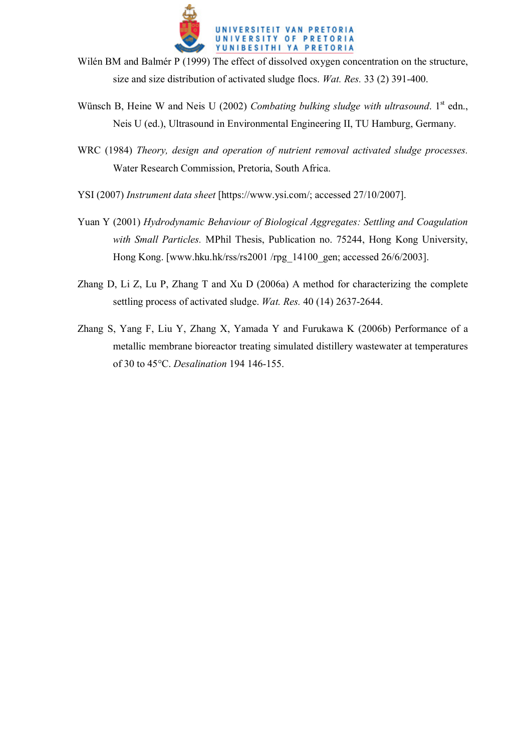Wilén BM and Balmér P (1999) The effect of dissolved oxygen concentration on the structure, size and size distribution of activated sludge flocs. *Wat. Res.* 33 (2) 391-400.

Wünsch B, Heine W and Neis U (2002) *Combating bulking sludge with ultrasound*. 1st edn., Neis U (ed.), Ultrasound in Environmental Engineering II, TU Hamburg, Germany.

WRC (1984) *Theory, design and operation of nutrient removal activated sludge processes.* Water Research Commission, Pretoria, South Africa.

YSI (2007) *Instrument data sheet* [https://www.ysi.com/; accessed 27/10/2007].

Yuan Y (2001) *Hydrodynamic Behaviour of Biological Aggregates: Settling and Coagulation with Small Particles.* MPhil Thesis, Publication no. 75244, Hong Kong University, Hong Kong. [www.hku.hk/rss/rs2001 /rpg_14100_gen; accessed 26/6/2003].

Zhang D, Li Z, Lu P, Zhang T and Xu D (2006a) A method for characterizing the complete settling process of activated sludge. *Wat. Res.* 40 (14) 2637-2644.

Zhang S, Yang F, Liu Y, Zhang X, Yamada Y and Furukawa K (2006b) Performance of a metallic membrane bioreactor treating simulated distillery wastewater at temperatures of 30 to 45°C. *Desalination* 194 146-155.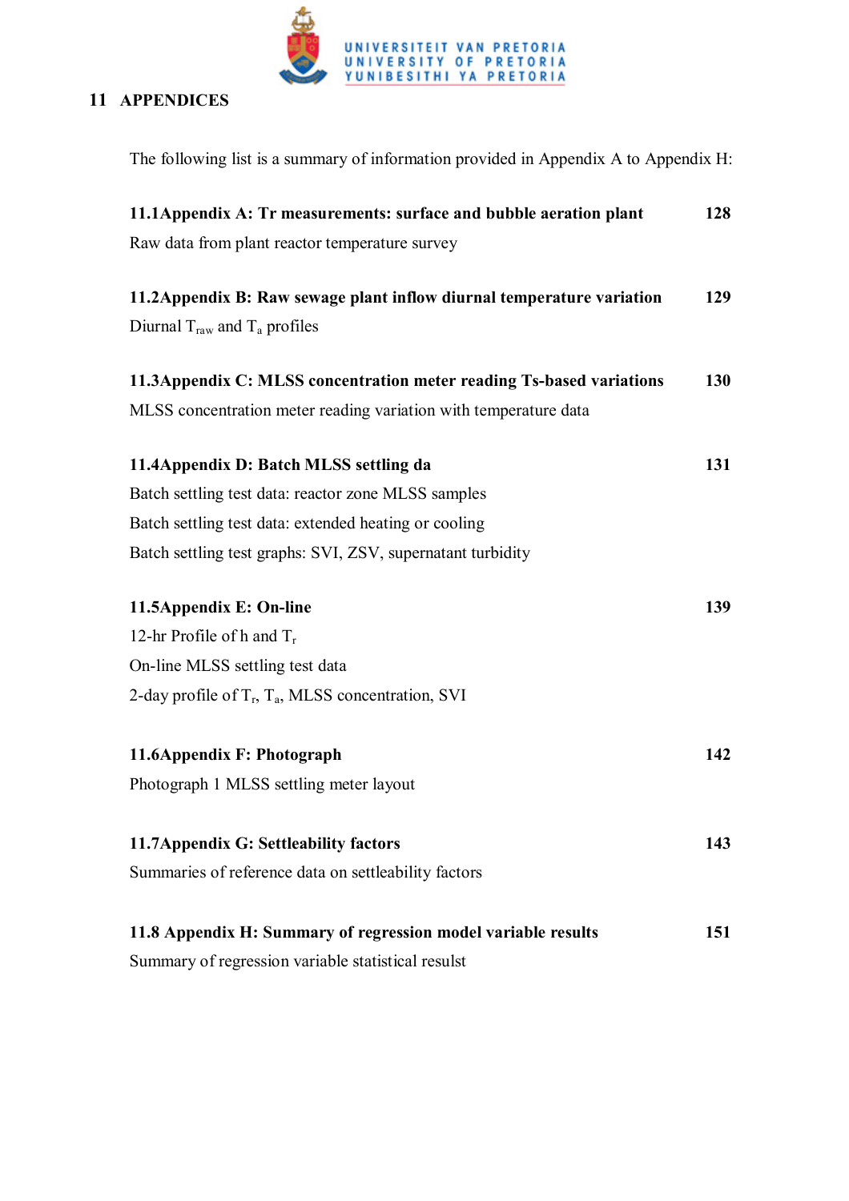# 11 APPENDICES

The following list is a summary of information provided in Appendix A to Appendix H:

**11.1Appendix A: Tr measurements: surface and bubble aeration plant** **128**

Raw data from plant reactor temperature survey

**11.2Appendix B: Raw sewage plant inflow diurnal temperature variation** **129**

Diurnal $T_{raw}$ and $T_a$ profiles

**11.3Appendix C: MLSS concentration meter reading Ts-based variations** **130**

MLSS concentration meter reading variation with temperature data

**11.4Appendix D: Batch MLSS settling da** **131**

Batch settling test data: reactor zone MLSS samples

Batch settling test data: extended heating or cooling

Batch settling test graphs: SVI, ZSV, supernatant turbidity

**11.5Appendix E: On-line** **139**

12-hr Profile of h and $T_r$

On-line MLSS settling test data

2-day profile of $T_r$, $T_a$, MLSS concentration, SVI

**11.6Appendix F: Photograph** **142**

Photograph 1 MLSS settling meter layout

**11.7Appendix G: Settleability factors** **143**

Summaries of reference data on settleability factors

**11.8 Appendix H: Summary of regression model variable results** **151**

Summary of regression variable statistical resulst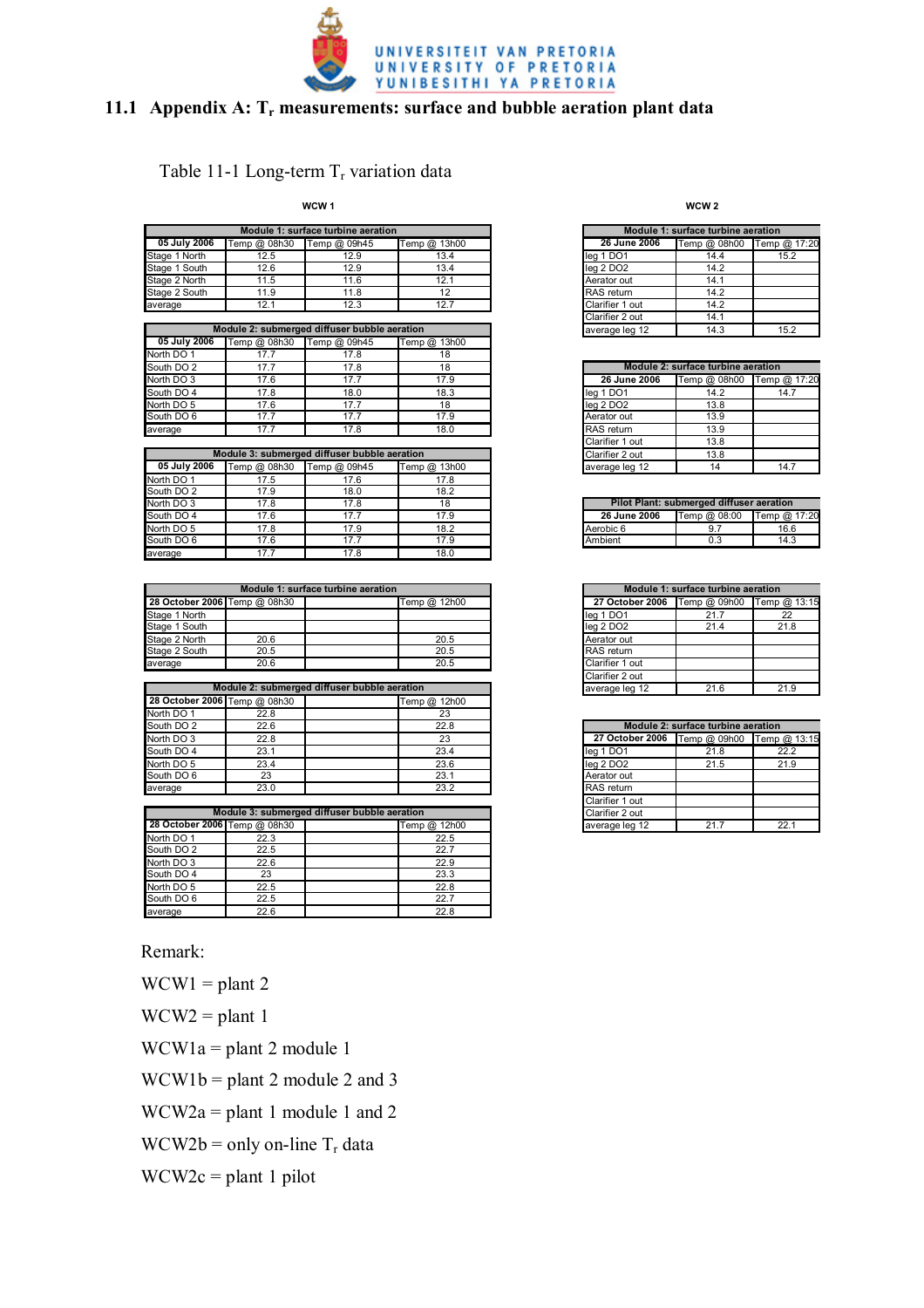## 11.1 Appendix A: $T_r$ measurements: surface and bubble aeration plant data

Table 11-1 Long-term $T_r$ variation data

**WCW 1**

| Module 1: surface turbine aeration | | | |
|---|---|---|---|
| 05 July 2006 | Temp @ 08h30 | Temp @ 09h45 | Temp @ 13h00 |
| Stage 1 North | 12.5 | 12.9 | 13.4 |
| Stage 1 South | 12.6 | 12.9 | 13.4 |
| Stage 2 North | 11.5 | 11.6 | 12.1 |
| Stage 2 South | 11.9 | 11.8 | 12 |
| average | 12.1 | 12.3 | 12.7 |

| Module 2: submerged diffuser bubble aeration | | | |
|---|---|---|---|
| 05 July 2006 | Temp @ 08h30 | Temp @ 09h45 | Temp @ 13h00 |
| North DO 1 | 17.7 | 17.8 | 18 |
| South DO 2 | 17.7 | 17.8 | 18 |
| North DO 3 | 17.6 | 17.7 | 17.9 |
| South DO 4 | 17.8 | 18.0 | 18.3 |
| North DO 5 | 17.6 | 17.7 | 18 |
| South DO 6 | 17.7 | 17.7 | 17.9 |
| average | 17.7 | 17.8 | 18.0 |

| Module 3: submerged diffuser bubble aeration | | | |
|---|---|---|---|
| 05 July 2006 | Temp @ 08h30 | Temp @ 09h45 | Temp @ 13h00 |
| North DO 1 | 17.5 | 17.6 | 17.8 |
| South DO 2 | 17.9 | 18.0 | 18.2 |
| North DO 3 | 17.8 | 17.8 | 18 |
| South DO 4 | 17.6 | 17.7 | 17.9 |
| North DO 5 | 17.8 | 17.9 | 18.2 |
| South DO 6 | 17.6 | 17.7 | 17.9 |
| average | 17.7 | 17.8 | 18.0 |

| Module 1: surface turbine aeration | | | |
|---|---|---|---|
| 28 October 2006 | Temp @ 08h30 | | Temp @ 12h00 |
| Stage 1 North | | | |
| Stage 1 South | | | |
| Stage 2 North | 20.6 | | 20.5 |
| Stage 2 South | 20.5 | | 20.5 |
| average | 20.6 | | 20.5 |

| Module 2: submerged diffuser bubble aeration | | | |
|---|---|---|---|
| 28 October 2006 | Temp @ 08h30 | | Temp @ 12h00 |
| North DO 1 | 22.8 | | 23 |
| South DO 2 | 22.6 | | 22.8 |
| North DO 3 | 22.8 | | 23 |
| South DO 4 | 23.1 | | 23.4 |
| North DO 5 | 23.4 | | 23.6 |
| South DO 6 | 23 | | 23.1 |
| average | 23.0 | | 23.2 |

| Module 3: submerged diffuser bubble aeration | | | |
|---|---|---|---|
| 28 October 2006 | Temp @ 08h30 | | Temp @ 12h00 |
| North DO 1 | 22.3 | | 22.5 |
| South DO 2 | 22.5 | | 22.7 |
| North DO 3 | 22.6 | | 22.9 |
| South DO 4 | 23 | | 23.3 |
| North DO 5 | 22.5 | | 22.8 |
| South DO 6 | 22.5 | | 22.7 |
| average | 22.6 | | 22.8 |

**WCW 2**

| Module 1: surface turbine aeration | | |
|---|---|---|
| 26 June 2006 | Temp @ 08h00 | Temp @ 17:20 |
| leg 1 DO1 | 14.4 | 15.2 |
| leg 2 DO2 | 14.2 | |
| Aerator out | 14.1 | |
| RAS return | 14.2 | |
| Clarifier 1 out | 14.2 | |
| Clarifier 2 out | 14.1 | |
| average leg 12 | 14.3 | 15.2 |

| Module 2: surface turbine aeration | | |
|---|---|---|
| 26 June 2006 | Temp @ 08h00 | Temp @ 17:20 |
| leg 1 DO1 | 14.2 | 14.7 |
| leg 2 DO2 | 13.8 | |
| Aerator out | 13.9 | |
| RAS return | 13.9 | |
| Clarifier 1 out | 13.8 | |
| Clarifier 2 out | 13.8 | |
| average leg 12 | 14 | 14.7 |

| Pilot Plant: submerged diffuser aeration | | |
|---|---|---|
| 26 June 2006 | Temp @ 08:00 | Temp @ 17:20 |
| Aerobic 6 | 9.7 | 16.6 |
| Ambient | 0.3 | 14.3 |

| Module 1: surface turbine aeration | | |
|---|---|---|
| 27 October 2006 | Temp @ 09h00 | Temp @ 13:15 |
| leg 1 DO1 | 21.7 | 22 |
| leg 2 DO2 | 21.4 | 21.8 |
| Aerator out | | |
| RAS return | | |
| Clarifier 1 out | | |
| Clarifier 2 out | | |
| average leg 12 | 21.6 | 21.9 |

| Module 2: surface turbine aeration | | |
|---|---|---|
| 27 October 2006 | Temp @ 09h00 | Temp @ 13:15 |
| leg 1 DO1 | 21.8 | 22.2 |
| leg 2 DO2 | 21.5 | 21.9 |
| Aerator out | | |
| RAS return | | |
| Clarifier 1 out | | |
| Clarifier 2 out | | |
| average leg 12 | 21.7 | 22.1 |

Remark:

WCW1 = plant 2

WCW2 = plant 1

WCW1a = plant 2 module 1

WCW1b = plant 2 module 2 and 3

WCW2a = plant 1 module 1 and 2

WCW2b = only on-line $T_r$ data

WCW2c = plant 1 pilot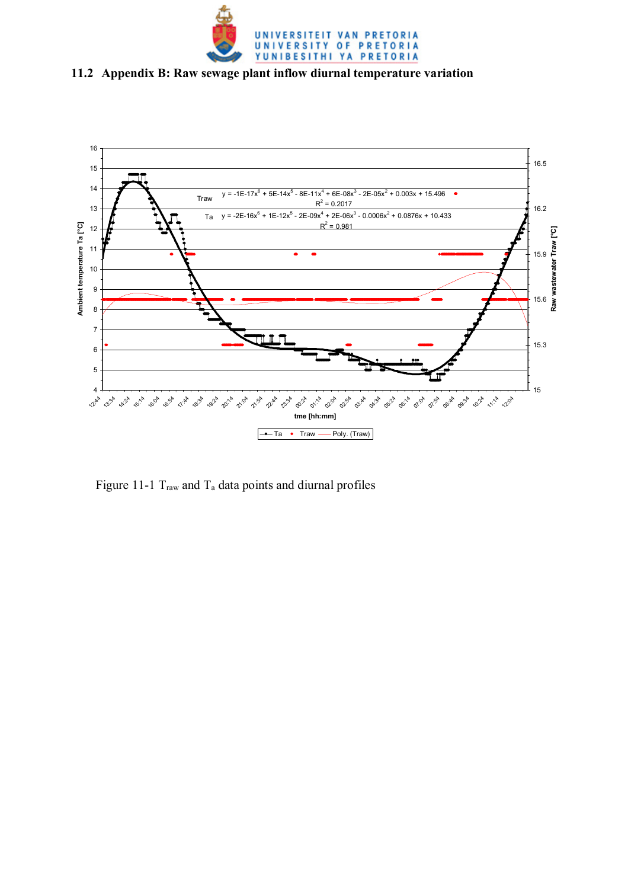## 11.2 Appendix B: Raw sewage plant inflow diurnal temperature variation

Figure 11-1 $T_{raw}$ and $T_a$ data points and diurnal profiles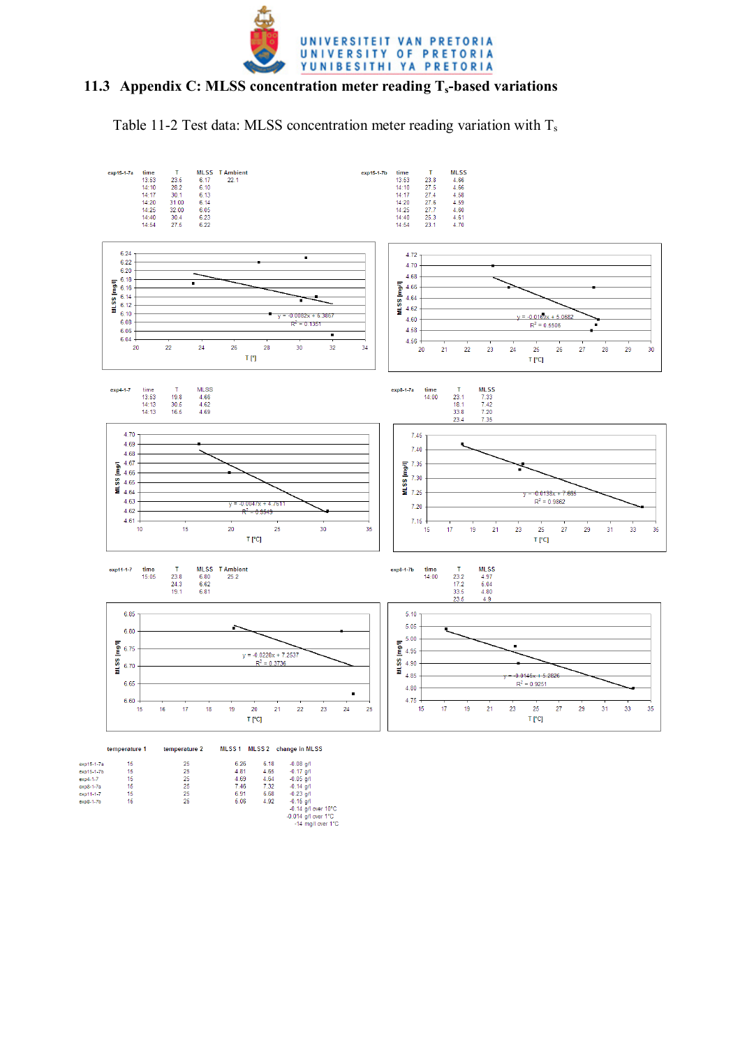## 11.3 Appendix C: MLSS concentration meter reading $T_s$-based variations

Table 11-2 Test data: MLSS concentration meter reading variation with $T_s$

exp15-1-7a

| time | T | MLSS | T Ambient |
|---|---|---|---|
| 13:53 | 23.6 | 6.17 | 22.1 |
| 14:10 | 28.2 | 6.10 | |
| 14:17 | 30.1 | 6.13 | |
| 14:20 | 31.00 | 6.14 | |
| 14:25 | 32.00 | 6.05 | |
| 14:40 | 30.4 | 6.23 | |
| 14:54 | 27.5 | 6.22 | |

$y = -0.0082x + 6.3867$, $R^2 = 0.1351$

exp15-1-7b

| time | T | MLSS |
|---|---|---|
| 13:53 | 23.8 | 4.66 |
| 14:10 | 27.5 | 4.66 |
| 14:17 | 27.4 | 4.58 |
| 14:20 | 27.6 | 4.59 |
| 14:25 | 27.7 | 4.60 |
| 14:40 | 25.3 | 4.61 |
| 14:54 | 23.1 | 4.70 |

$y = -0.0169x + 5.0682$, $R^2 = 0.5506$

exp4-1-7

| time | T | MLSS |
|---|---|---|
| 13:53 | 19.8 | 4.66 |
| 14:13 | 30.5 | 4.62 |
| 14:13 | 16.5 | 4.69 |

$y = -0.0047x + 4.7611$, $R^2 = 0.9549$

exp8-1-7a

| time | T | MLSS |
|---|---|---|
| 14:00 | 23.1 | 7.33 |
| | 18.1 | 7.42 |
| | 33.8 | 7.20 |
| | 23.4 | 7.35 |

$y = -0.0138x + 7.685$, $R^2 = 0.9862$

exp11-1-7

| time | T | MLSS | T Ambient |
|---|---|---|---|
| 15:05 | 23.8 | 6.80 | 25.2 |
| | 24.3 | 6.62 | |
| | 19.1 | 6.81 | |

$y = -0.0228x + 7.2537$, $R^2 = 0.3736$

exp8-1-7b

| time | T | MLSS |
|---|---|---|
| 14:00 | 23.2 | 4.97 |
| | 17.2 | 5.04 |
| | 33.5 | 4.80 |
| | 23.5 | 4.9 |

$y = -0.0146x + 5.2826$, $R^2 = 0.9251$

| | temperature 1 | temperature 2 | MLSS 1 | MLSS 2 | change in MLSS |
|---|---|---|---|---|---|
| exp15-1-7a | 15 | 25 | 6.26 | 6.18 | -0.08 g/l |
| exp15-1-7b | 15 | 25 | 4.81 | 4.65 | -0.17 g/l |
| exp4-1-7 | 15 | 25 | 4.69 | 4.64 | -0.05 g/l |
| exp8-1-7a | 15 | 25 | 7.46 | 7.32 | -0.14 g/l |
| exp11-1-7 | 15 | 25 | 6.91 | 6.68 | -0.23 g/l |
| exp8-1-7b | 15 | 25 | 5.06 | 4.92 | -0.15 g/l |
| | | | | | -0.14 g/l over 10°C |
| | | | | | -0.014 g/l over 1°C |
| | | | | | -14 mg/l over 1°C |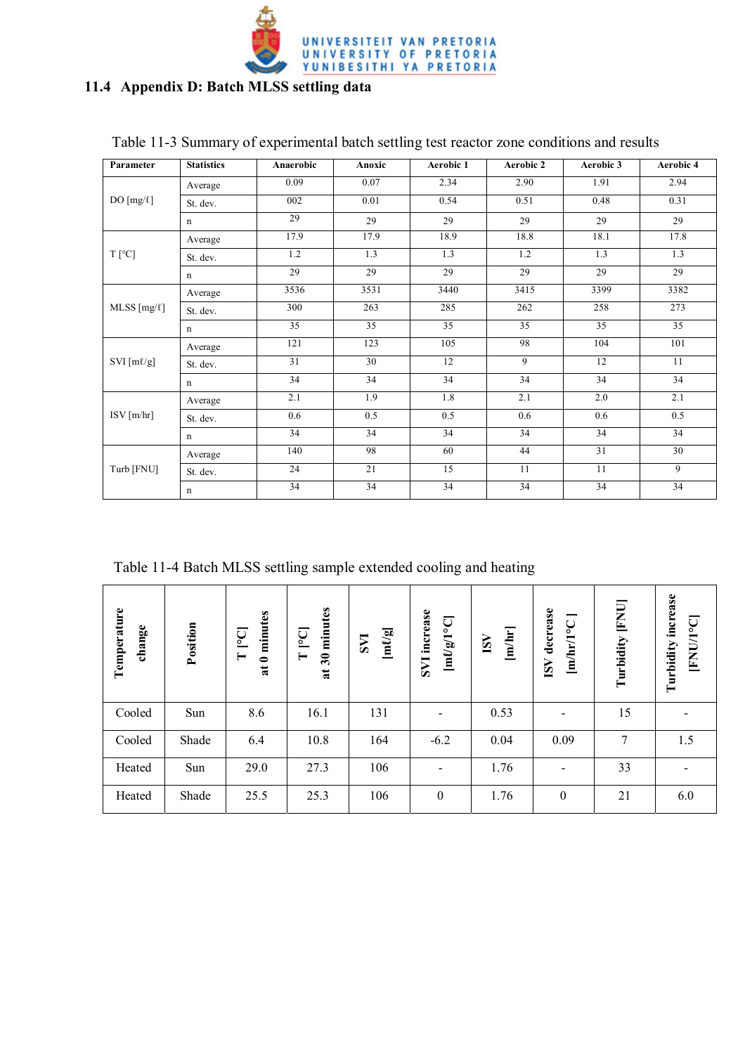## 11.4 Appendix D: Batch MLSS settling data

Table 11-3 Summary of experimental batch settling test reactor zone conditions and results

| Parameter | Statistics | Anaerobic | Anoxic | Aerobic 1 | Aerobic 2 | Aerobic 3 | Aerobic 4 |
|---|---|---|---|---|---|---|---|
| DO [mg/ℓ] | Average | 0.09 | 0.07 | 2.34 | 2.90 | 1.91 | 2.94 |
| | St. dev. | 002 | 0.01 | 0.54 | 0.51 | 0.48 | 0.31 |
| | n | 29 | 29 | 29 | 29 | 29 | 29 |
| T [°C] | Average | 17.9 | 17.9 | 18.9 | 18.8 | 18.1 | 17.8 |
| | St. dev. | 1.2 | 1.3 | 1.3 | 1.2 | 1.3 | 1.3 |
| | n | 29 | 29 | 29 | 29 | 29 | 29 |
| MLSS [mg/ℓ] | Average | 3536 | 3531 | 3440 | 3415 | 3399 | 3382 |
| | St. dev. | 300 | 263 | 285 | 262 | 258 | 273 |
| | n | 35 | 35 | 35 | 35 | 35 | 35 |
| SVI [mℓ/g] | Average | 121 | 123 | 105 | 98 | 104 | 101 |
| | St. dev. | 31 | 30 | 12 | 9 | 12 | 11 |
| | n | 34 | 34 | 34 | 34 | 34 | 34 |
| ISV [m/hr] | Average | 2.1 | 1.9 | 1.8 | 2.1 | 2.0 | 2.1 |
| | St. dev. | 0.6 | 0.5 | 0.5 | 0.6 | 0.6 | 0.5 |
| | n | 34 | 34 | 34 | 34 | 34 | 34 |
| Turb [FNU] | Average | 140 | 98 | 60 | 44 | 31 | 30 |
| | St. dev. | 24 | 21 | 15 | 11 | 11 | 9 |
| | n | 34 | 34 | 34 | 34 | 34 | 34 |

Table 11-4 Batch MLSS settling sample extended cooling and heating

| Temperature change | Position | T [°C] at 0 minutes | T [°C] at 30 minutes | SVI [mℓ/g] | SVI increase [mℓ/g/1°C] | ISV [m/hr] | ISV decrease [m/hr/1°C ] | Turbidity [FNU] | Turbidity increase [FNU/1°C] |
|---|---|---|---|---|---|---|---|---|---|
| Cooled | Sun | 8.6 | 16.1 | 131 | - | 0.53 | - | 15 | - |
| Cooled | Shade | 6.4 | 10.8 | 164 | -6.2 | 0.04 | 0.09 | 7 | 1.5 |
| Heated | Sun | 29.0 | 27.3 | 106 | - | 1.76 | - | 33 | - |
| Heated | Shade | 25.5 | 25.3 | 106 | 0 | 1.76 | 0 | 21 | 6.0 |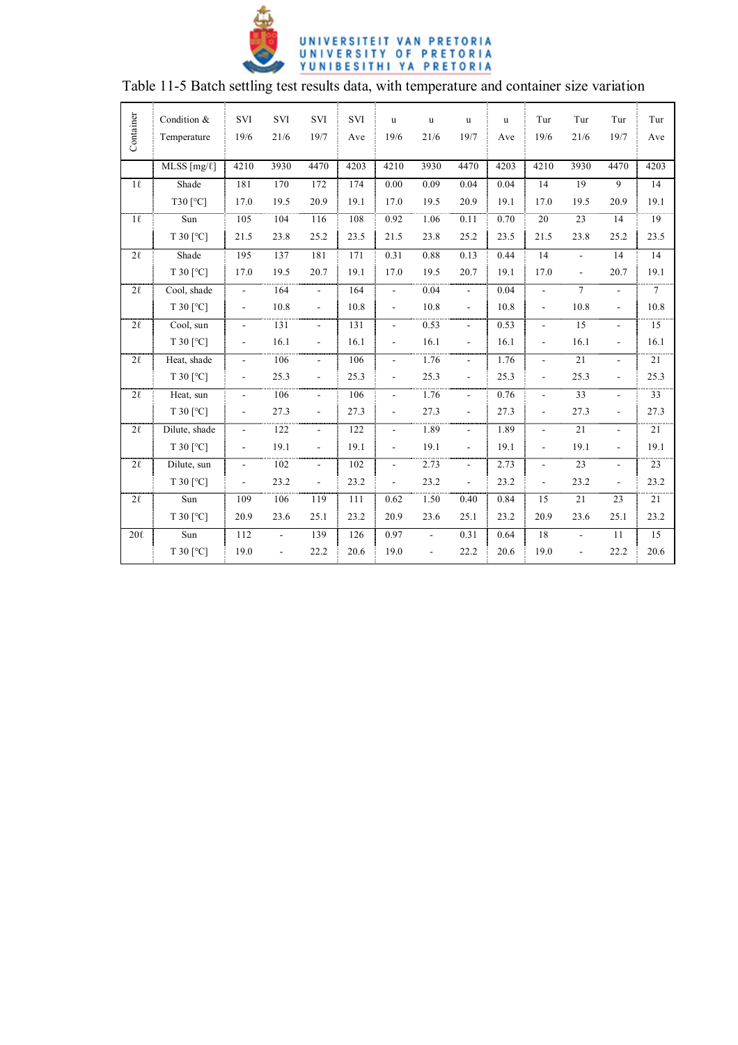Table 11-5 Batch settling test results data, with temperature and container size variation

| Container | Condition & Temperature | SVI 19/6 | SVI 21/6 | SVI 19/7 | SVI Ave | u 19/6 | u 21/6 | u 19/7 | u Ave | Tur 19/6 | Tur 21/6 | Tur 19/7 | Tur Ave |
|---|---|---|---|---|---|---|---|---|---|---|---|---|---|
| | MLSS [mg/ℓ] | 4210 | 3930 | 4470 | 4203 | 4210 | 3930 | 4470 | 4203 | 4210 | 3930 | 4470 | 4203 |
| 1ℓ | Shade | 181 | 170 | 172 | 174 | 0.00 | 0.09 | 0.04 | 0.04 | 14 | 19 | 9 | 14 |
| | T30 [°C] | 17.0 | 19.5 | 20.9 | 19.1 | 17.0 | 19.5 | 20.9 | 19.1 | 17.0 | 19.5 | 20.9 | 19.1 |
| 1ℓ | Sun | 105 | 104 | 116 | 108 | 0.92 | 1.06 | 0.11 | 0.70 | 20 | 23 | 14 | 19 |
| | T 30 [°C] | 21.5 | 23.8 | 25.2 | 23.5 | 21.5 | 23.8 | 25.2 | 23.5 | 21.5 | 23.8 | 25.2 | 23.5 |
| 2ℓ | Shade | 195 | 137 | 181 | 171 | 0.31 | 0.88 | 0.13 | 0.44 | 14 | - | 14 | 14 |
| | T 30 [°C] | 17.0 | 19.5 | 20.7 | 19.1 | 17.0 | 19.5 | 20.7 | 19.1 | 17.0 | - | 20.7 | 19.1 |
| 2ℓ | Cool, shade | - | 164 | - | 164 | - | 0.04 | - | 0.04 | - | 7 | - | 7 |
| | T 30 [°C] | - | 10.8 | - | 10.8 | - | 10.8 | - | 10.8 | - | 10.8 | - | 10.8 |
| 2ℓ | Cool, sun | - | 131 | - | 131 | - | 0.53 | - | 0.53 | - | 15 | - | 15 |
| | T 30 [°C] | - | 16.1 | - | 16.1 | - | 16.1 | - | 16.1 | - | 16.1 | - | 16.1 |
| 2ℓ | Heat, shade | - | 106 | - | 106 | - | 1.76 | - | 1.76 | - | 21 | - | 21 |
| | T 30 [°C] | - | 25.3 | - | 25.3 | - | 25.3 | - | 25.3 | - | 25.3 | - | 25.3 |
| 2ℓ | Heat, sun | - | 106 | - | 106 | - | 1.76 | - | 0.76 | - | 33 | - | 33 |
| | T 30 [°C] | - | 27.3 | - | 27.3 | - | 27.3 | - | 27.3 | - | 27.3 | - | 27.3 |
| 2ℓ | Dilute, shade | - | 122 | - | 122 | - | 1.89 | - | 1.89 | - | 21 | - | 21 |
| | T 30 [°C] | - | 19.1 | - | 19.1 | - | 19.1 | - | 19.1 | - | 19.1 | - | 19.1 |
| 2ℓ | Dilute, sun | - | 102 | - | 102 | - | 2.73 | - | 2.73 | - | 23 | - | 23 |
| | T 30 [°C] | - | 23.2 | - | 23.2 | - | 23.2 | - | 23.2 | - | 23.2 | - | 23.2 |
| 2ℓ | Sun | 109 | 106 | 119 | 111 | 0.62 | 1.50 | 0.40 | 0.84 | 15 | 21 | 23 | 21 |
| | T 30 [°C] | 20.9 | 23.6 | 25.1 | 23.2 | 20.9 | 23.6 | 25.1 | 23.2 | 20.9 | 23.6 | 25.1 | 23.2 |
| 20ℓ | Sun | 112 | - | 139 | 126 | 0.97 | - | 0.31 | 0.64 | 18 | - | 11 | 15 |
| | T 30 [°C] | 19.0 | - | 22.2 | 20.6 | 19.0 | - | 22.2 | 20.6 | 19.0 | - | 22.2 | 20.6 |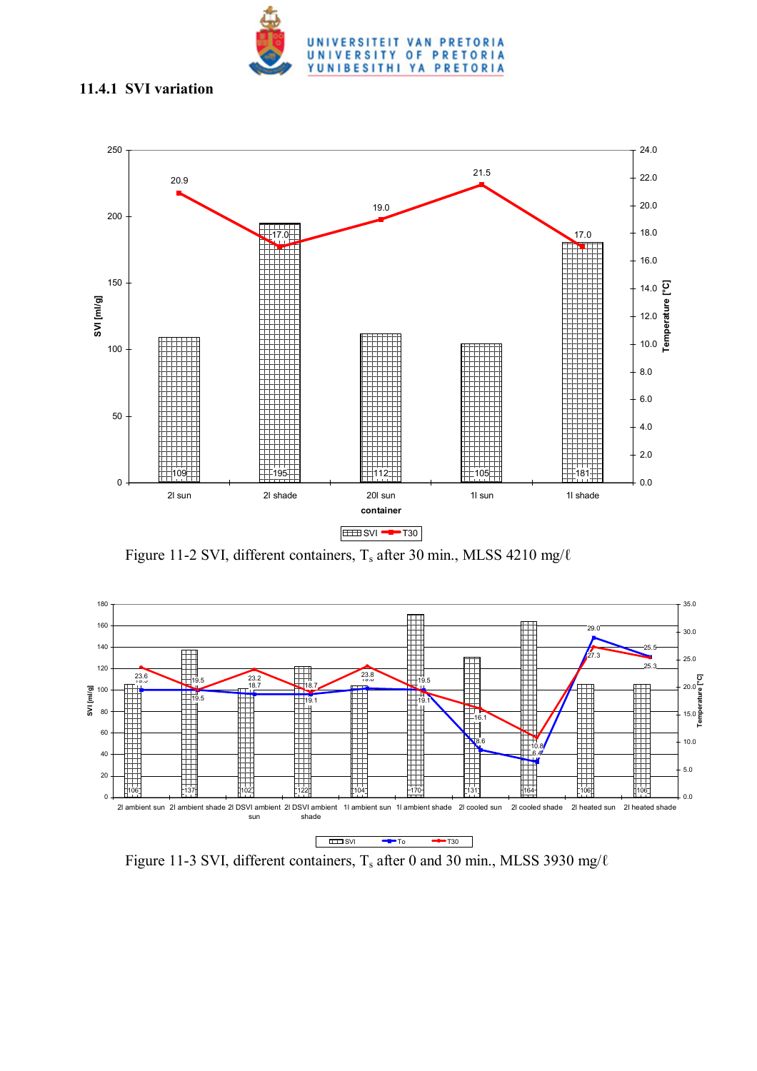### 11.4.1 SVI variation

Figure 11-2 SVI, different containers, $T_s$ after 30 min., MLSS 4210 mg/ℓ

Figure 11-3 SVI, different containers, $T_s$ after 0 and 30 min., MLSS 3930 mg/ℓ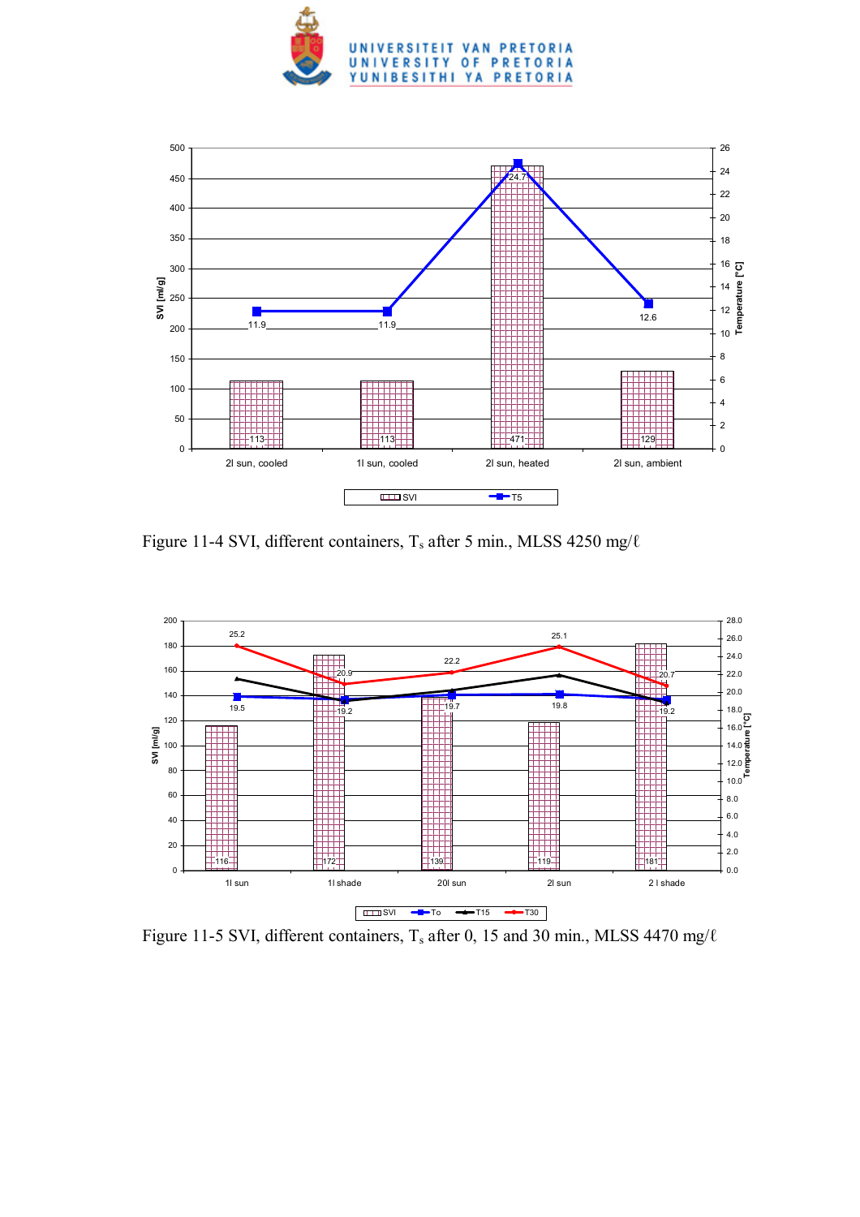Figure 11-4 SVI, different containers, $T_s$ after 5 min., MLSS 4250 mg/ℓ

Figure 11-5 SVI, different containers, $T_s$ after 0, 15 and 30 min., MLSS 4470 mg/ℓ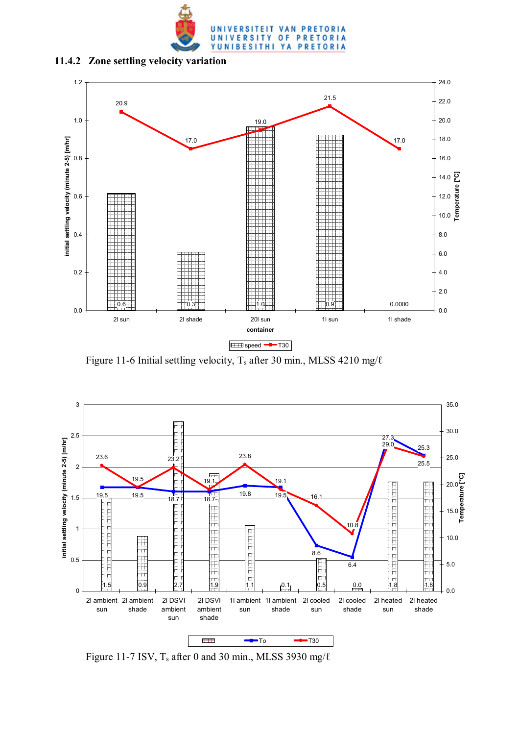### 11.4.2 Zone settling velocity variation

Figure 11-6 Initial settling velocity, $T_s$ after 30 min., MLSS 4210 mg/ℓ

Figure 11-7 ISV, $T_s$ after 0 and 30 min., MLSS 3930 mg/ℓ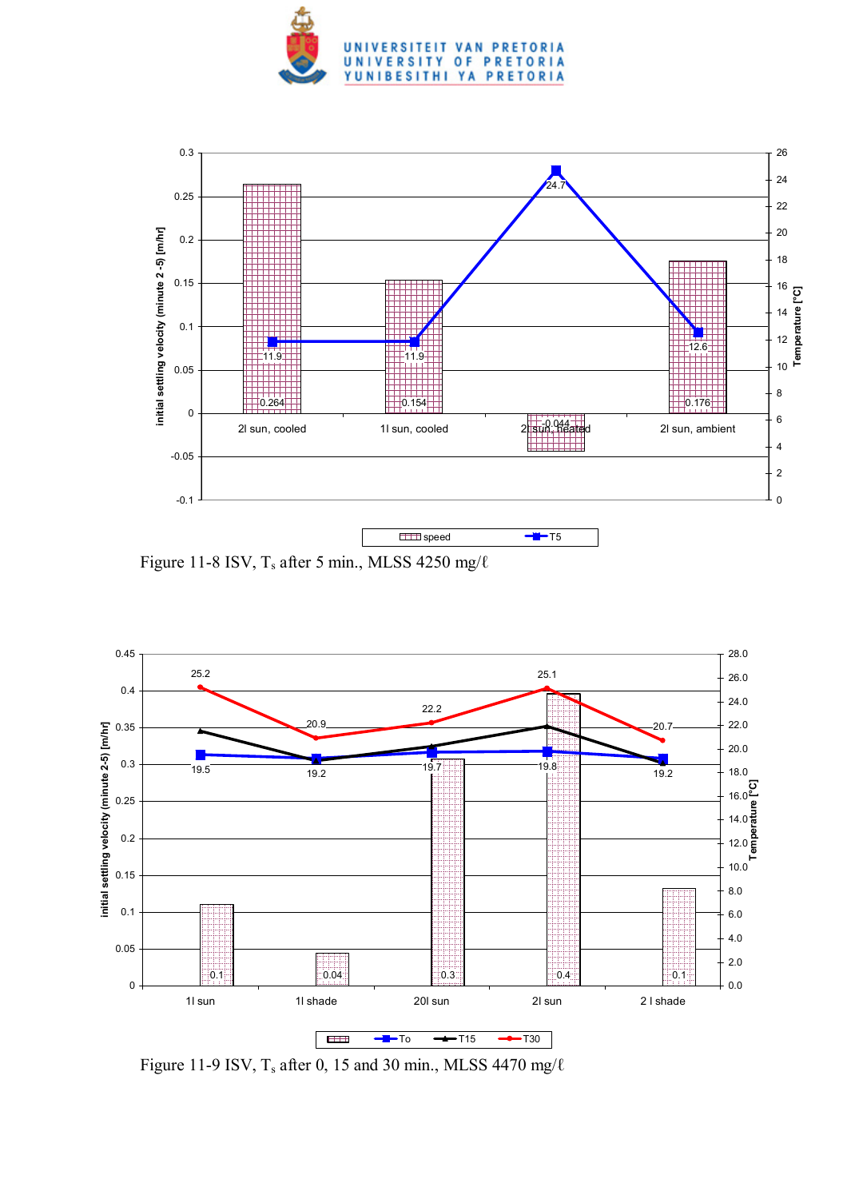Figure 11-8 ISV, $T_s$ after 5 min., MLSS 4250 mg/ℓ

Figure 11-9 ISV, $T_s$ after 0, 15 and 30 min., MLSS 4470 mg/ℓ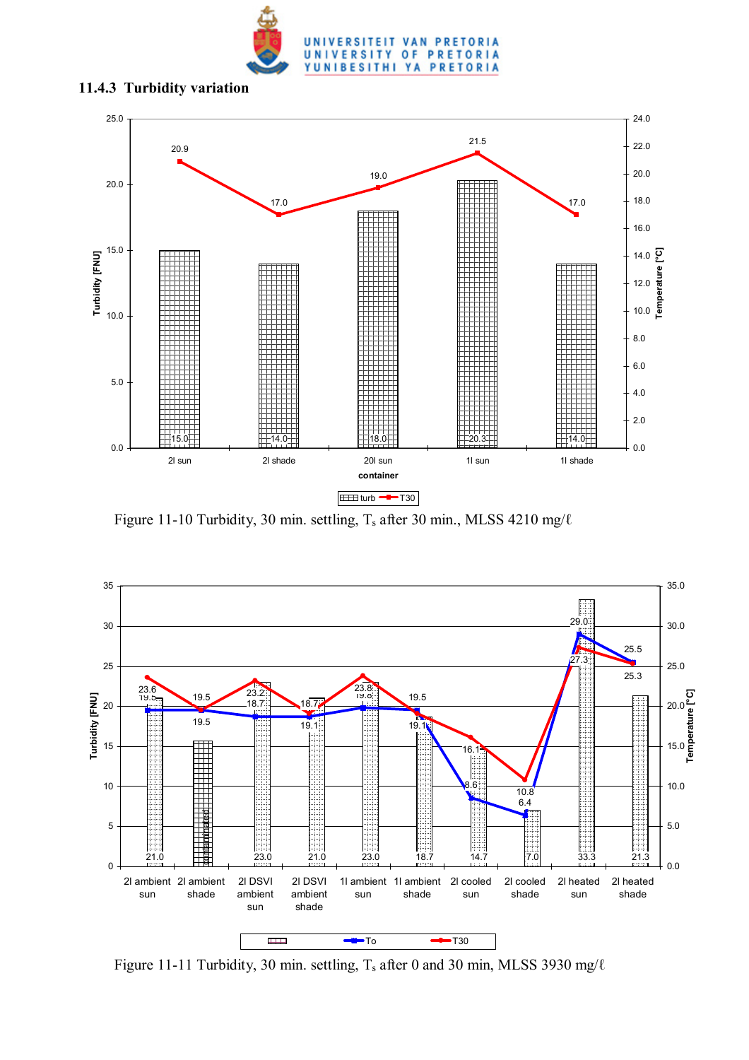### 11.4.3 Turbidity variation

Figure 11-10 Turbidity, 30 min. settling, $T_s$ after 30 min., MLSS 4210 mg/ℓ

Figure 11-11 Turbidity, 30 min. settling, $T_s$ after 0 and 30 min, MLSS 3930 mg/ℓ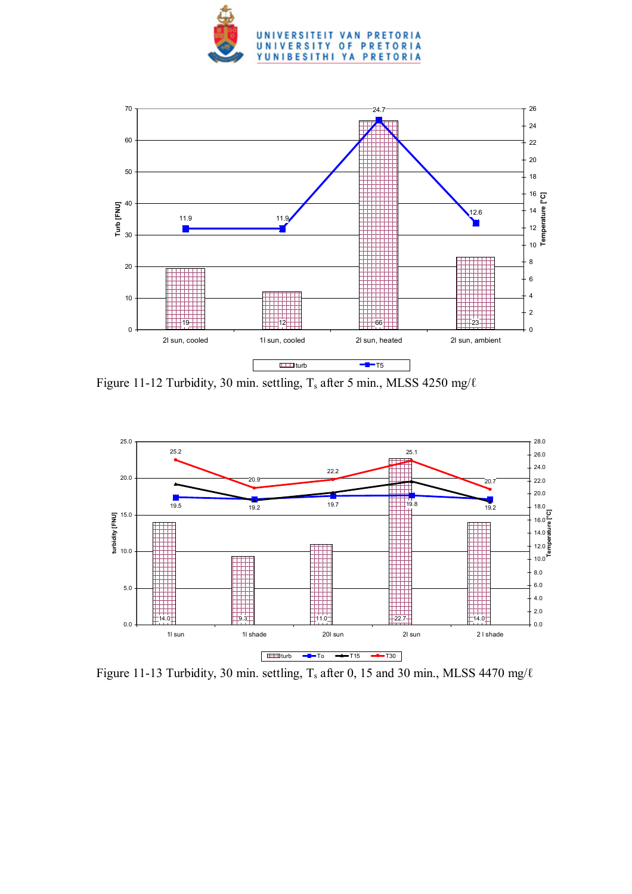Figure 11-12 Turbidity, 30 min. settling, $T_s$ after 5 min., MLSS 4250 mg/ℓ

Figure 11-13 Turbidity, 30 min. settling, $T_s$ after 0, 15 and 30 min., MLSS 4470 mg/ℓ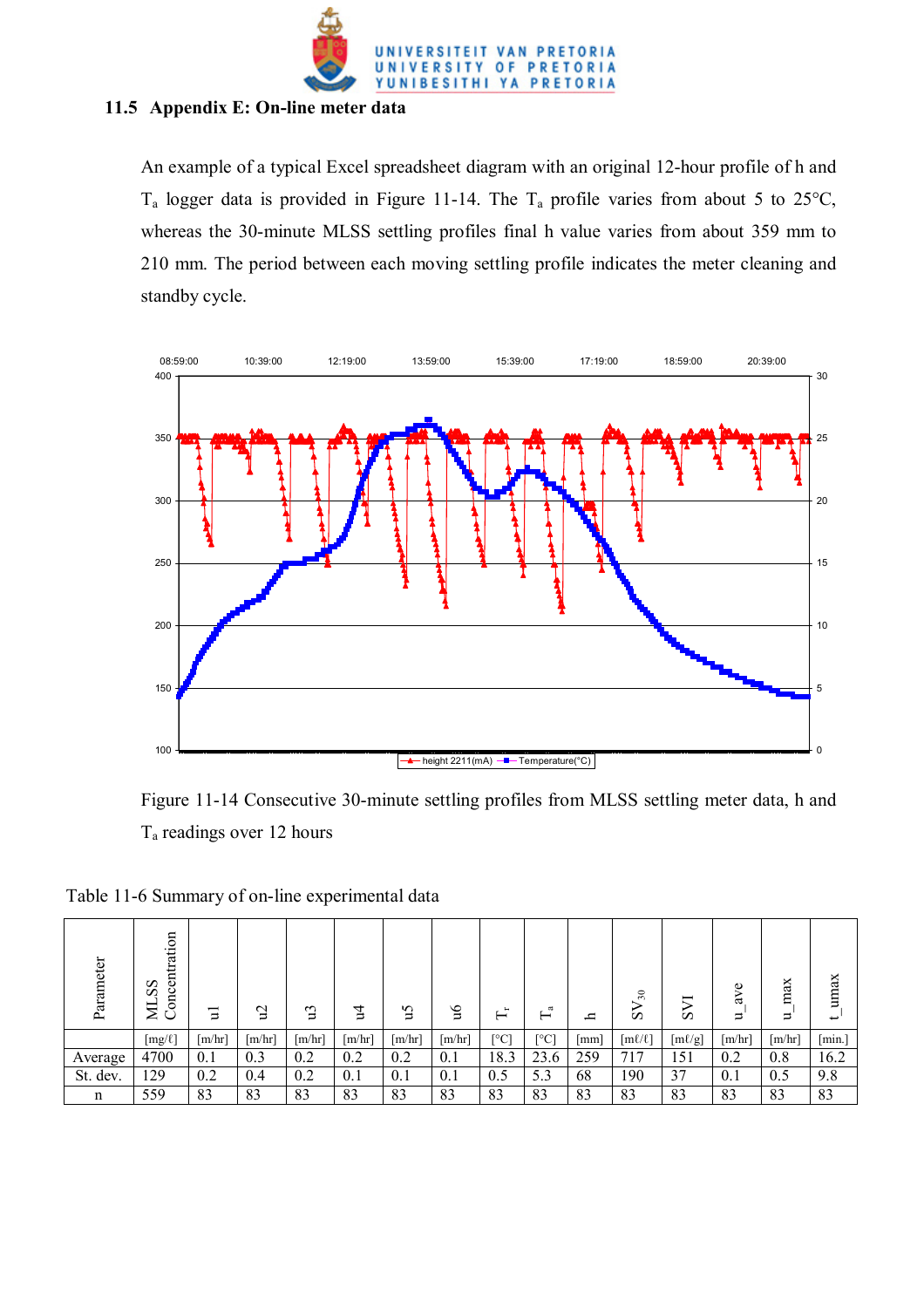## 11.5 Appendix E: On-line meter data

An example of a typical Excel spreadsheet diagram with an original 12-hour profile of h and $T_a$ logger data is provided in Figure 11-14. The $T_a$ profile varies from about 5 to 25°C, whereas the 30-minute MLSS settling profiles final h value varies from about 359 mm to 210 mm. The period between each moving settling profile indicates the meter cleaning and standby cycle.

Figure 11-14 Consecutive 30-minute settling profiles from MLSS settling meter data, h and $T_a$ readings over 12 hours

Table 11-6 Summary of on-line experimental data

| Parameter | MLSS Concentration | u1 | u2 | u3 | u4 | u5 | u6 | $T_r$ | $T_a$ | h | $SV_{30}$ | SVI | u_ave | u_max | t_umax |
|---|---|---|---|---|---|---|---|---|---|---|---|---|---|---|---|
| | [mg/ℓ] | [m/hr] | [m/hr] | [m/hr] | [m/hr] | [m/hr] | [m/hr] | [°C] | [°C] | [mm] | [mℓ/ℓ] | [mℓ/g] | [m/hr] | [m/hr] | [min.] |
| Average | 4700 | 0.1 | 0.3 | 0.2 | 0.2 | 0.2 | 0.1 | 18.3 | 23.6 | 259 | 717 | 151 | 0.2 | 0.8 | 16.2 |
| St. dev. | 129 | 0.2 | 0.4 | 0.2 | 0.1 | 0.1 | 0.1 | 0.5 | 5.3 | 68 | 190 | 37 | 0.1 | 0.5 | 9.8 |
| n | 559 | 83 | 83 | 83 | 83 | 83 | 83 | 83 | 83 | 83 | 83 | 83 | 83 | 83 | 83 |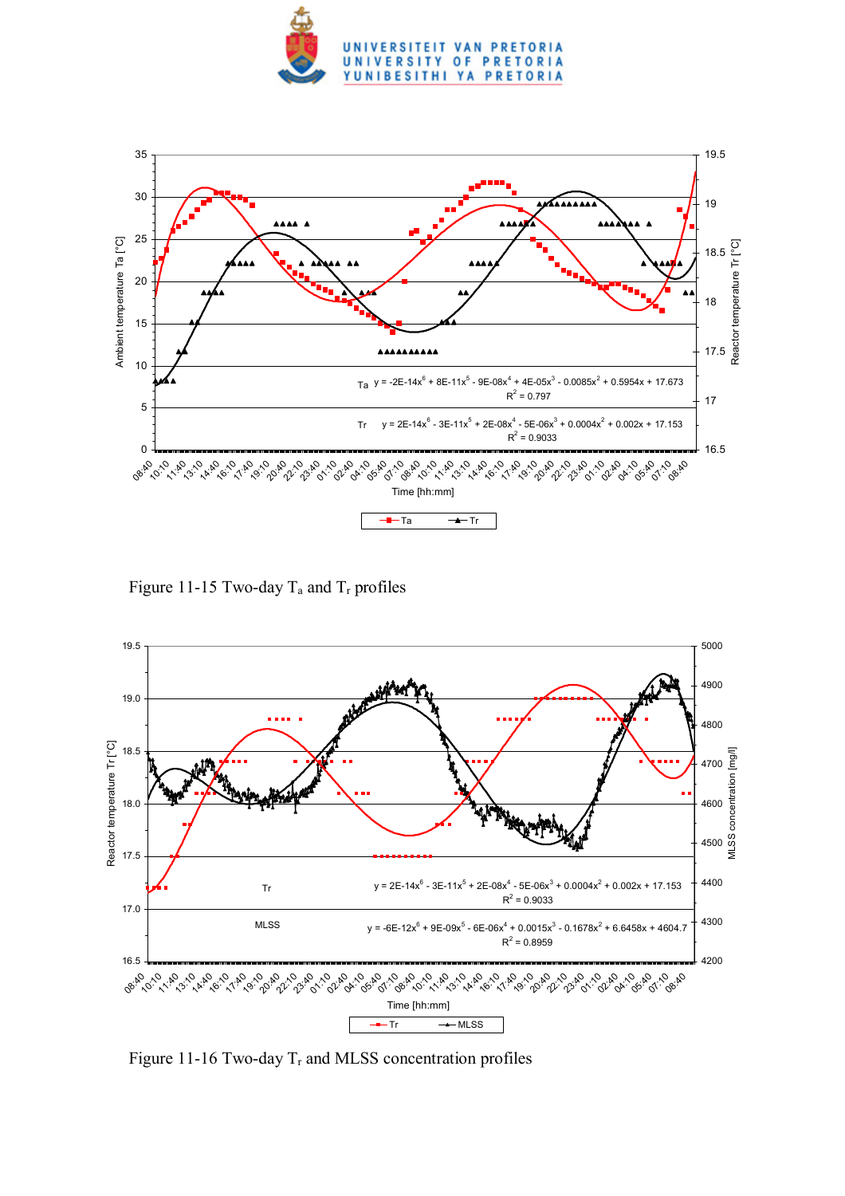Figure 11-15 Two-day $T_a$ and $T_r$ profiles

Figure 11-16 Two-day $T_r$ and MLSS concentration profiles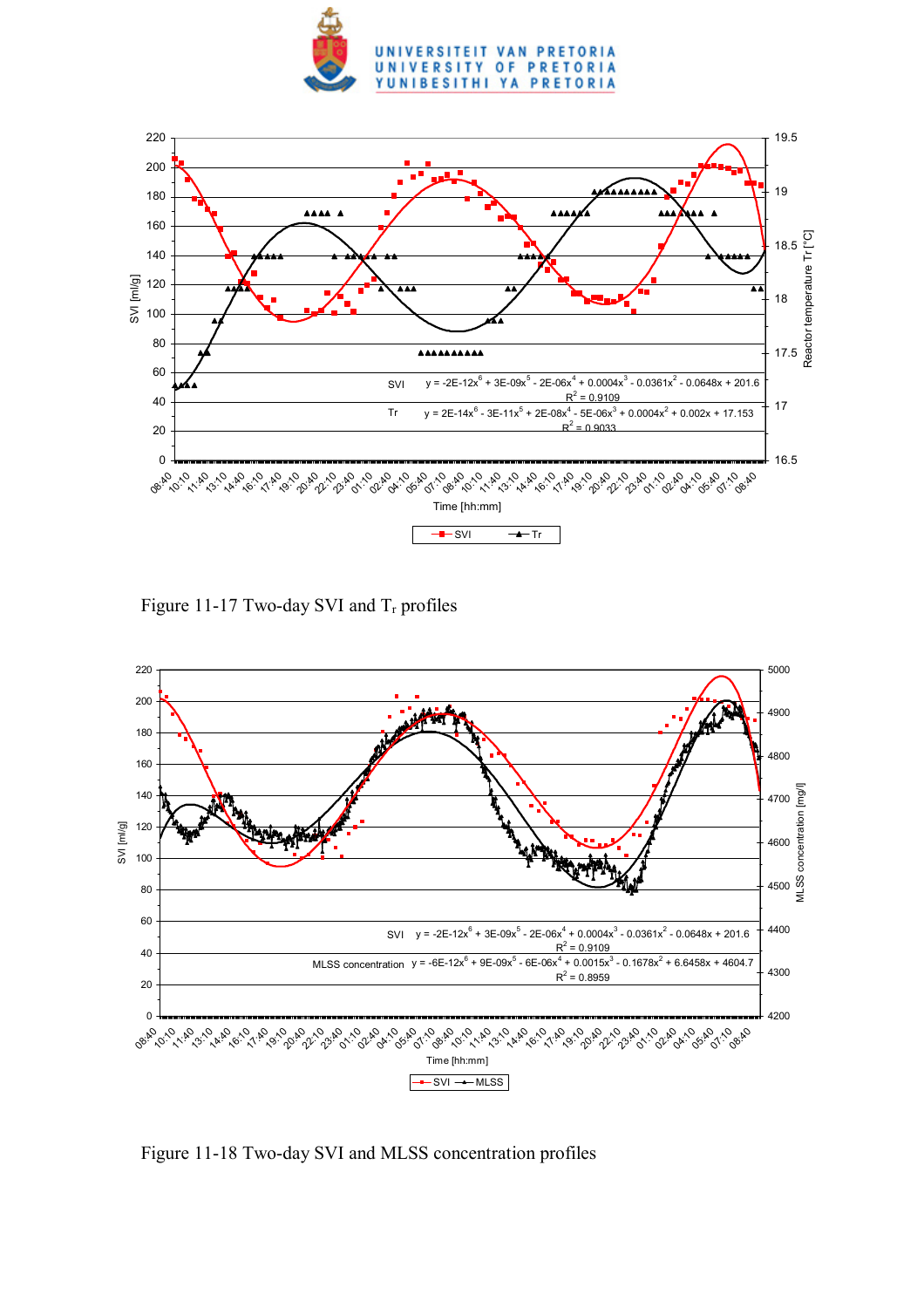Figure 11-17 Two-day SVI and $T_r$ profiles

Figure 11-18 Two-day SVI and MLSS concentration profiles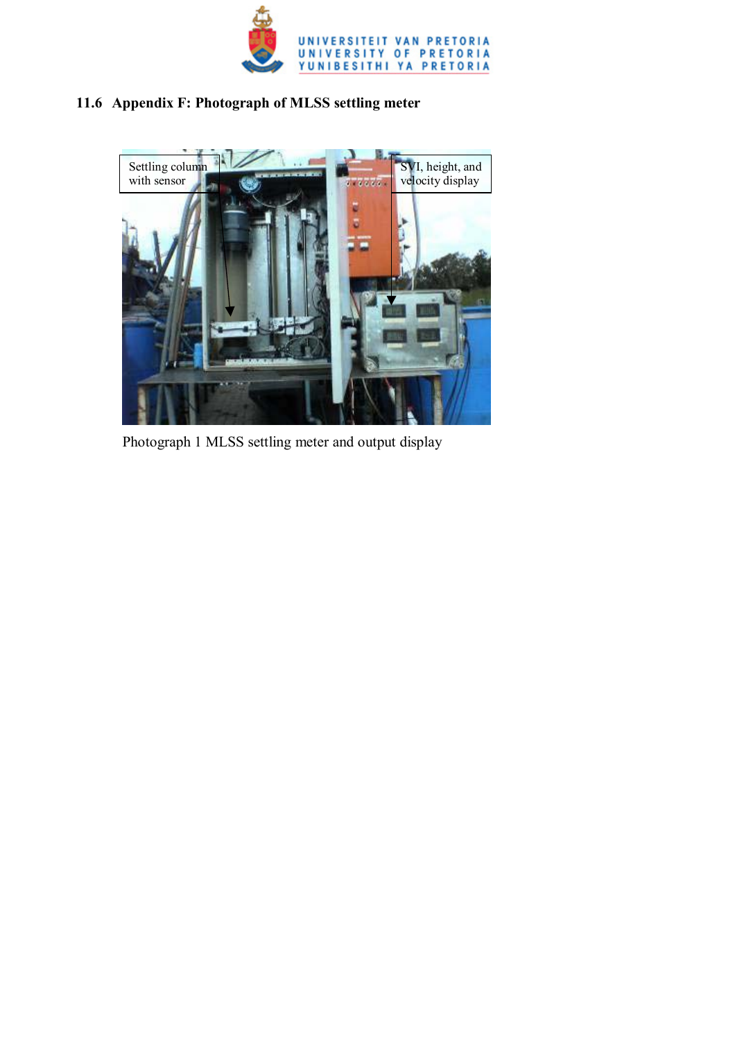## 11.6 Appendix F: Photograph of MLSS settling meter

Settling column with sensor

SVI, height, and velocity display

Photograph 1 MLSS settling meter and output display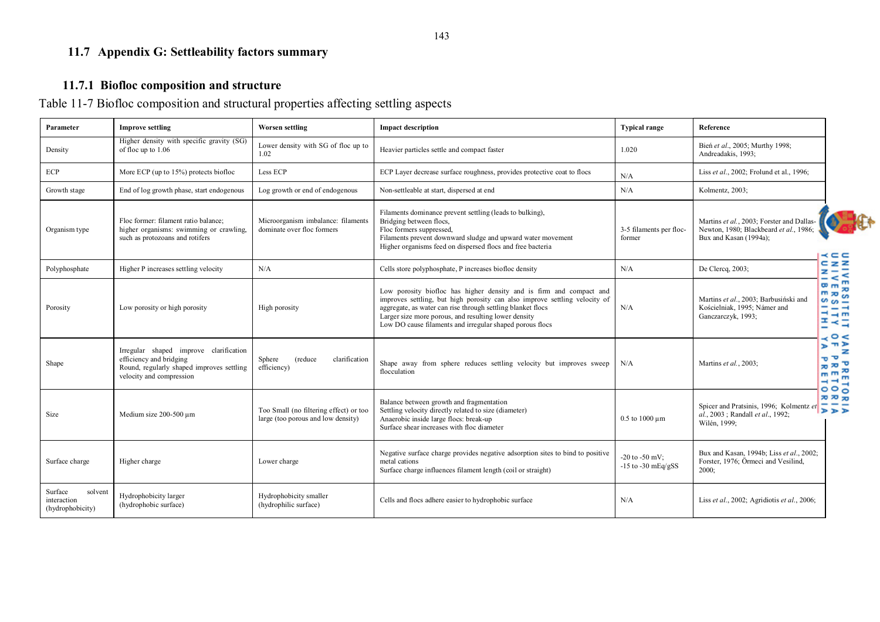## 11.7 Appendix G: Settleability factors summary

### 11.7.1 Biofloc composition and structure

Table 11-7 Biofloc composition and structural properties affecting settling aspects

| Parameter | Improve settling | Worsen settling | Impact description | Typical range | Reference |
|---|---|---|---|---|---|
| Density | Higher density with specific gravity (SG) of floc up to 1.06 | Lower density with SG of floc up to 1.02 | Heavier particles settle and compact faster | 1.020 | Bień *et al.*, 2005; Murthy 1998; Andreadakis, 1993; |
| ECP | More ECP (up to 15%) protects biofloc | Less ECP | ECP Layer decrease surface roughness, provides protective coat to flocs | N/A | Liss *et al.*, 2002; Frolund et al., 1996; |
| Growth stage | End of log growth phase, start endogenous | Log growth or end of endogenous | Non-settleable at start, dispersed at end | N/A | Kolmentz, 2003; |
| Organism type | Floc former: filament ratio balance; higher organisms: swimming or crawling, such as protozoans and rotifers | Microorganism imbalance: filaments dominate over floc formers | Filaments dominance prevent settling (leads to bulking), Bridging between flocs, Floc formers suppressed, Filaments prevent downward sludge and upward water movement Higher organisms feed on dispersed flocs and free bacteria | 3-5 filaments per floc-former | Martins *et al.*, 2003; Forster and Dallas-Newton, 1980; Blackbeard *et al.*, 1986; Bux and Kasan (1994a); |
| Polyphosphate | Higher P increases settling velocity | N/A | Cells store polyphosphate, P increases biofloc density | N/A | De Clercq, 2003; |
| Porosity | Low porosity or high porosity | High porosity | Low porosity biofloc has higher density and is firm and compact and improves settling, but high porosity can also improve settling velocity of aggregate, as water can rise through settling blanket flocs Larger size more porous, and resulting lower density Low DO cause filaments and irregular shaped porous flocs | N/A | Martins *et al.*, 2003; Barbusiński and Kościelniak, 1995; Námer and Ganczarczyk, 1993; |
| Shape | Irregular shaped improve clarification efficiency and bridging Round, regularly shaped improves settling velocity and compression | Sphere (reduce clarification efficiency) | Shape away from sphere reduces settling velocity but improves sweep flocculation | N/A | Martins *et al.*, 2003; |
| Size | Medium size 200-500 µm | Too Small (no filtering effect) or too large (too porous and low density) | Balance between growth and fragmentation Settling velocity directly related to size (diameter) Anaerobic inside large flocs: break-up Surface shear increases with floc diameter | 0.5 to 1000 µm | Spicer and Pratsinis, 1996; Kolmentz *et al.*, 2003 ; Randall *et al.*, 1992; Wilén, 1999; |
| Surface charge | Higher charge | Lower charge | Negative surface charge provides negative adsorption sites to bind to positive metal cations Surface charge influences filament length (coil or straight) | -20 to -50 mV; -15 to -30 mEq/gSS | Bux and Kasan, 1994b; Liss *et al.*, 2002; Forster, 1976; Örmeci and Vesilind, 2000; |
| Surface solvent interaction (hydrophobicity) | Hydrophobicity larger (hydrophobic surface) | Hydrophobicity smaller (hydrophilic surface) | Cells and flocs adhere easier to hydrophobic surface | N/A | Liss *et al.*, 2002; Agridiotis *et al.*, 2006; |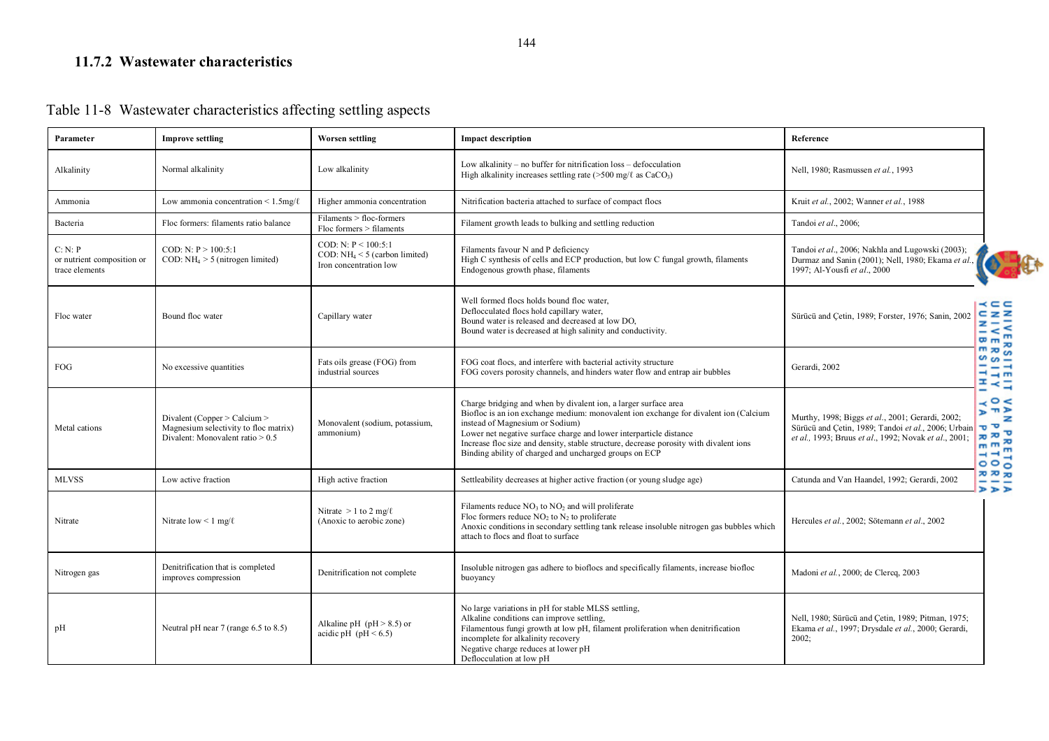### 11.7.2 Wastewater characteristics

Table 11-8 Wastewater characteristics affecting settling aspects

| Parameter | Improve settling | Worsen settling | Impact description | Reference |
|---|---|---|---|---|
| Alkalinity | Normal alkalinity | Low alkalinity | Low alkalinity – no buffer for nitrification loss – defocculation<br>High alkalinity increases settling rate (>500 mg/ℓ as $CaCO_3$) | Nell, 1980; Rasmussen *et al.*, 1993 |
| Ammonia | Low ammonia concentration < 1.5mg/ℓ | Higher ammonia concentration | Nitrification bacteria attached to surface of compact flocs | Kruit *et al.*, 2002; Wanner *et al.*, 1988 |
| Bacteria | Floc formers: filaments ratio balance | Filaments > floc-formers<br>Floc formers > filaments | Filament growth leads to bulking and settling reduction | Tandoi *et al.*, 2006; |
| C: N: P<br>or nutrient composition or trace elements | COD: N: P > 100:5:1<br>COD: $NH_4$ > 5 (nitrogen limited) | COD: N: P < 100:5:1<br>COD: $NH_4$ < 5 (carbon limited)<br>Iron concentration low | Filaments favour N and P deficiency<br>High C synthesis of cells and ECP production, but low C fungal growth, filaments<br>Endogenous growth phase, filaments | Tandoi *et al*., 2006; Nakhla and Lugowski (2003); Durmaz and Sanin (2001); Nell, 1980; Ekama *et al.*, 1997; Al-Yousfi *et al*., 2000 |
| Floc water | Bound floc water | Capillary water | Well formed flocs holds bound floc water,<br>Deflocculated flocs hold capillary water,<br>Bound water is released and decreased at low DO,<br>Bound water is decreased at high salinity and conductivity. | Sürücü and Çetin, 1989; Forster, 1976; Sanin, 2002 |
| FOG | No excessive quantities | Fats oils grease (FOG) from industrial sources | FOG coat flocs, and interfere with bacterial activity structure<br>FOG covers porosity channels, and hinders water flow and entrap air bubbles | Gerardi, 2002 |
| Metal cations | Divalent (Copper > Calcium > Magnesium selectivity to floc matrix)<br>Divalent: Monovalent ratio > 0.5 | Monovalent (sodium, potassium, ammonium) | Charge bridging and when by divalent ion, a larger surface area<br>Biofloc is an ion exchange medium: monovalent ion exchange for divalent ion (Calcium instead of Magnesium or Sodium)<br>Lower net negative surface charge and lower interparticle distance<br>Increase floc size and density, stable structure, decrease porosity with divalent ions<br>Binding ability of charged and uncharged groups on ECP | Murthy, 1998; Biggs *et al*., 2001; Gerardi, 2002; Sürücü and Çetin, 1989; Tandoi *et al.*, 2006; Urbain *et al.,* 1993; Bruus *et al*., 1992; Novak *et al*., 2001; |
| MLVSS | Low active fraction | High active fraction | Settleability decreases at higher active fraction (or young sludge age) | Catunda and Van Haandel, 1992; Gerardi, 2002 |
| Nitrate | Nitrate low < 1 mg/ℓ | Nitrate > 1 to 2 mg/ℓ<br>(Anoxic to aerobic zone) | Filaments reduce $NO_3$ to $NO_2$ and will proliferate<br>Floc formers reduce $NO_2$ to $N_2$ to proliferate<br>Anoxic conditions in secondary settling tank release insoluble nitrogen gas bubbles which attach to flocs and float to surface | Hercules *et al.*, 2002; Sötemann *et al*., 2002 |
| Nitrogen gas | Denitrification that is completed improves compression | Denitrification not complete | Insoluble nitrogen gas adhere to bioflocs and specifically filaments, increase biofloc buoyancy | Madoni *et al.*, 2000; de Clercq, 2003 |
| pH | Neutral pH near 7 (range 6.5 to 8.5) | Alkaline pH (pH > 8.5) or acidic pH (pH < 6.5) | No large variations in pH for stable MLSS settling,<br>Alkaline conditions can improve settling,<br>Filamentous fungi growth at low pH, filament proliferation when denitrification incomplete for alkalinity recovery<br>Negative charge reduces at lower pH<br>Deflocculation at low pH | Nell, 1980; Sürücü and Çetin, 1989; Pitman, 1975; Ekama *et al.*, 1997; Drysdale *et al.*, 2000; Gerardi, 2002; |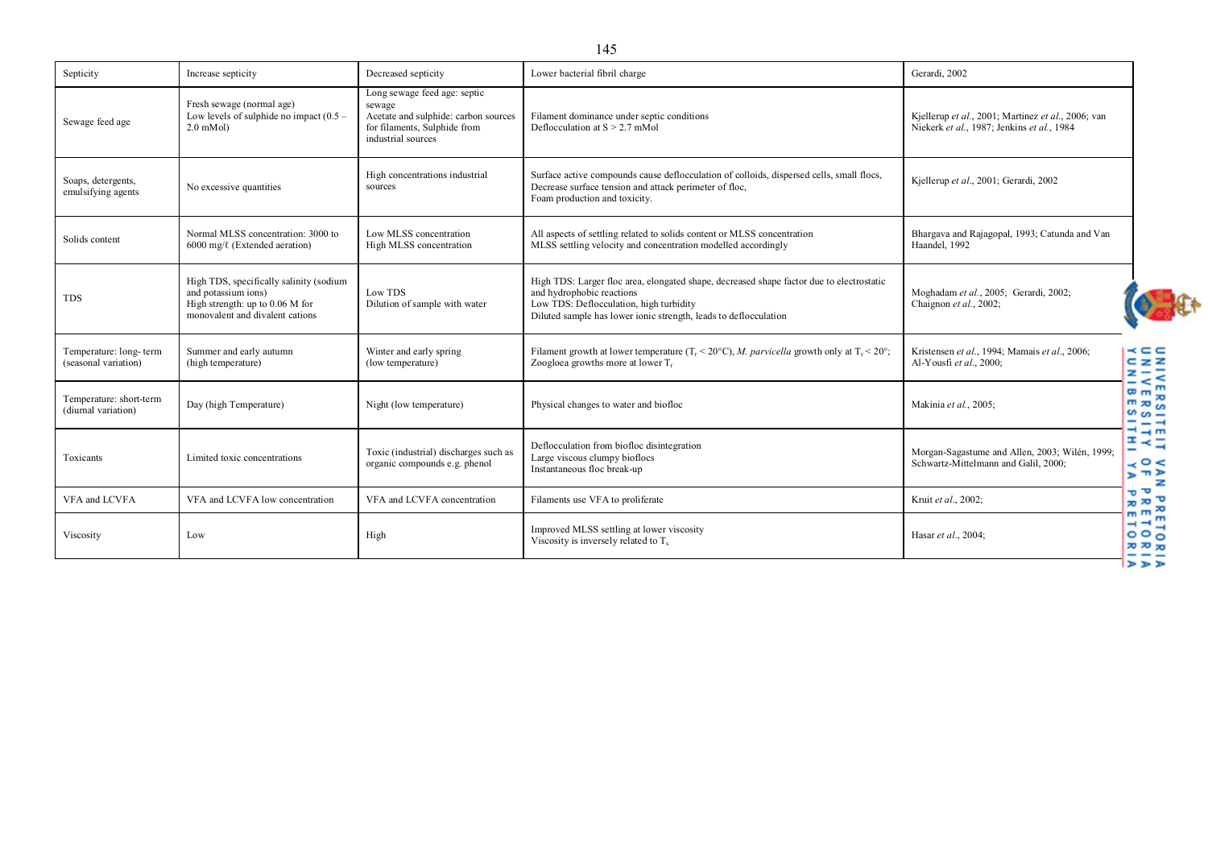| Septicity | Increase septicity | Decreased septicity | Lower bacterial fibril charge | Gerardi, 2002 |
|---|---|---|---|---|
| Sewage feed age | Fresh sewage (normal age)<br>Low levels of sulphide no impact (0.5 – 2.0 mMol) | Long sewage feed age: septic sewage<br>Acetate and sulphide: carbon sources for filaments, Sulphide from industrial sources | Filament dominance under septic conditions<br>Deflocculation at S > 2.7 mMol | Kjellerup *et al.*, 2001; Martinez *et al.*, 2006; van Niekerk *et al.*, 1987; Jenkins *et al.*, 1984 |
| Soaps, detergents, emulsifying agents | No excessive quantities | High concentrations industrial sources | Surface active compounds cause deflocculation of colloids, dispersed cells, small flocs,<br>Decrease surface tension and attack perimeter of floc,<br>Foam production and toxicity. | Kjellerup *et al.*, 2001; Gerardi, 2002 |
| Solids content | Normal MLSS concentration: 3000 to 6000 mg/ℓ (Extended aeration) | Low MLSS concentration<br>High MLSS concentration | All aspects of settling related to solids content or MLSS concentration<br>MLSS settling velocity and concentration modelled accordingly | Bhargava and Rajagopal, 1993; Catunda and Van Haandel, 1992 |
| TDS | High TDS, specifically salinity (sodium and potassium ions)<br>High strength: up to 0.06 M for monovalent and divalent cations | Low TDS<br>Dilution of sample with water | High TDS: Larger floc area, elongated shape, decreased shape factor due to electrostatic and hydrophobic reactions<br>Low TDS: Deflocculation, high turbidity<br>Diluted sample has lower ionic strength, leads to deflocculation | Moghadam *et al.*, 2005; Gerardi, 2002; Chaignon *et al.*, 2002; |
| Temperature: long- term (seasonal variation) | Summer and early autumn (high temperature) | Winter and early spring (low temperature) | Filament growth at lower temperature ($T_r$ < 20°C), *M. parvicella* growth only at $T_r$ < 20°;<br>Zoogloea growths more at lower $T_r$ | Kristensen *et al.*, 1994; Mamais *et al.*, 2006; Al-Yousfi *et al.*, 2000; |
| Temperature: short-term (diurnal variation) | Day (high Temperature) | Night (low temperature) | Physical changes to water and biofloc | Makinia *et al.*, 2005; |
| Toxicants | Limited toxic concentrations | Toxic (industrial) discharges such as organic compounds e.g. phenol | Deflocculation from biofloc disintegration<br>Large viscous clumpy bioflocs<br>Instantaneous floc break-up | Morgan-Sagastume and Allen, 2003; Wilén, 1999; Schwartz-Mittelmann and Galil, 2000; |
| VFA and LCVFA | VFA and LCVFA low concentration | VFA and LCVFA concentration | Filaments use VFA to proliferate | Kruit *et al.*, 2002; |
| Viscosity | Low | High | Improved MLSS settling at lower viscosity<br>Viscosity is inversely related to $T_s$ | Hasar *et al.*, 2004; |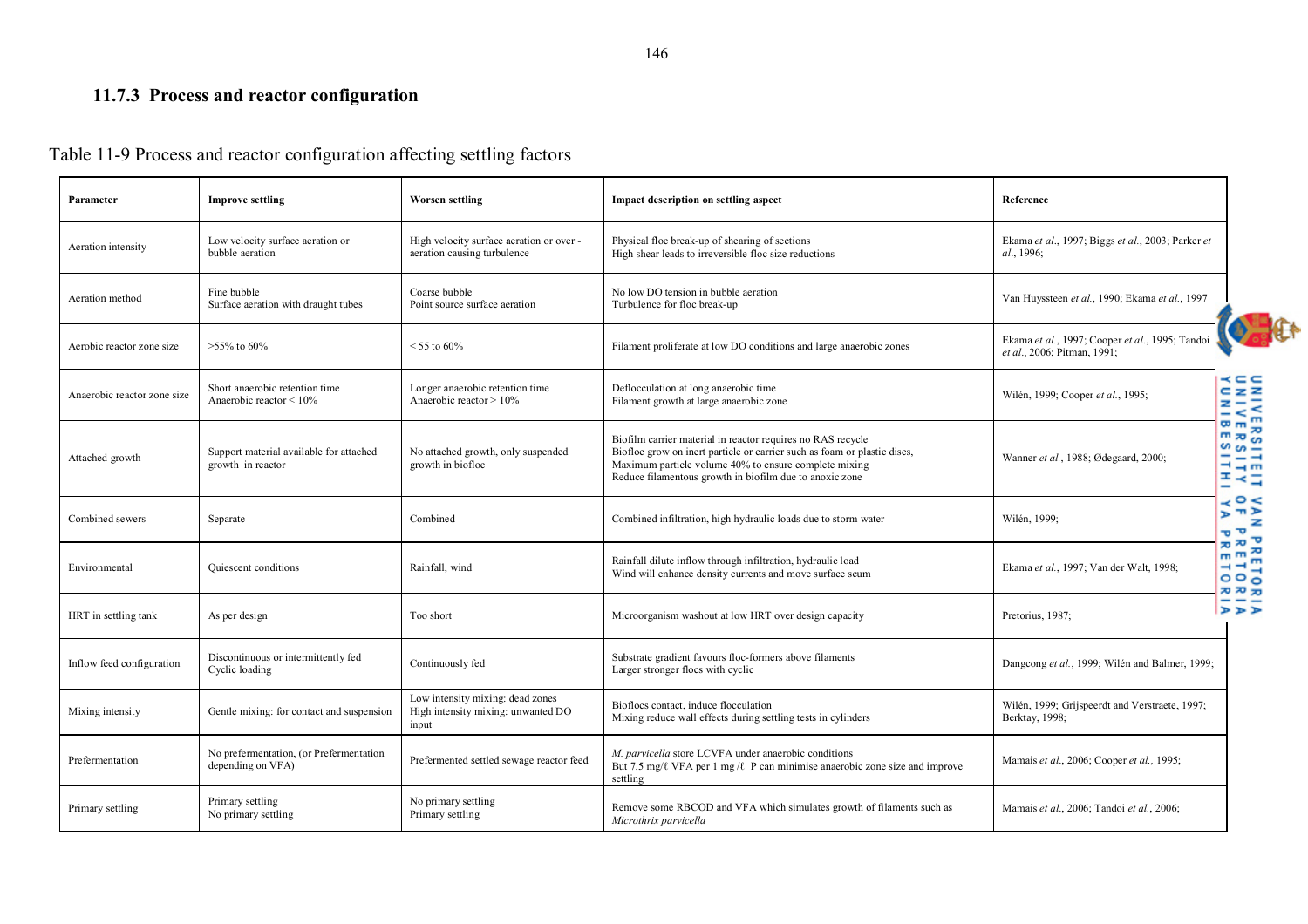### 11.7.3 Process and reactor configuration

Table 11-9 Process and reactor configuration affecting settling factors

| Parameter | Improve settling | Worsen settling | Impact description on settling aspect | Reference |
|---|---|---|---|---|
| Aeration intensity | Low velocity surface aeration or bubble aeration | High velocity surface aeration or over - aeration causing turbulence | Physical floc break-up of shearing of sections<br>High shear leads to irreversible floc size reductions | Ekama *et al*., 1997; Biggs *et al*., 2003; Parker *et al*., 1996; |
| Aeration method | Fine bubble<br>Surface aeration with draught tubes | Coarse bubble<br>Point source surface aeration | No low DO tension in bubble aeration<br>Turbulence for floc break-up | Van Huyssteen *et al*., 1990; Ekama *et al*., 1997 |
| Aerobic reactor zone size | >55% to 60% | < 55 to 60% | Filament proliferate at low DO conditions and large anaerobic zones | Ekama *et al*., 1997; Cooper *et al*., 1995; Tandoi *et al*., 2006; Pitman, 1991; |
| Anaerobic reactor zone size | Short anaerobic retention time<br>Anaerobic reactor < 10% | Longer anaerobic retention time<br>Anaerobic reactor > 10% | Deflocculation at long anaerobic time<br>Filament growth at large anaerobic zone | Wilén, 1999; Cooper *et al*., 1995; |
| Attached growth | Support material available for attached growth in reactor | No attached growth, only suspended growth in biofloc | Biofilm carrier material in reactor requires no RAS recycle<br>Biofloc grow on inert particle or carrier such as foam or plastic discs,<br>Maximum particle volume 40% to ensure complete mixing<br>Reduce filamentous growth in biofilm due to anoxic zone | Wanner *et al*., 1988; Ødegaard, 2000; |
| Combined sewers | Separate | Combined | Combined infiltration, high hydraulic loads due to storm water | Wilén, 1999; |
| Environmental | Quiescent conditions | Rainfall, wind | Rainfall dilute inflow through infiltration, hydraulic load<br>Wind will enhance density currents and move surface scum | Ekama *et al*., 1997; Van der Walt, 1998; |
| HRT in settling tank | As per design | Too short | Microorganism washout at low HRT over design capacity | Pretorius, 1987; |
| Inflow feed configuration | Discontinuous or intermittently fed<br>Cyclic loading | Continuously fed | Substrate gradient favours floc-formers above filaments<br>Larger stronger flocs with cyclic | Dangcong *et al.*, 1999; Wilén and Balmer, 1999; |
| Mixing intensity | Gentle mixing: for contact and suspension | Low intensity mixing: dead zones<br>High intensity mixing: unwanted DO input | Bioflocs contact, induce flocculation<br>Mixing reduce wall effects during settling tests in cylinders | Wilén, 1999; Grijspeerdt and Verstraete, 1997; Berktay, 1998; |
| Prefermentation | No prefermentation, (or Prefermentation depending on VFA) | Prefermented settled sewage reactor feed | *M. parvicella* store LCVFA under anaerobic conditions<br>But 7.5 mg/ℓ VFA per 1 mg /ℓ P can minimise anaerobic zone size and improve settling | Mamais *et al*., 2006; Cooper *et al.,* 1995; |
| Primary settling | Primary settling<br>No primary settling | No primary settling<br>Primary settling | Remove some RBCOD and VFA which simulates growth of filaments such as *Microthrix parvicella* | Mamais *et al*., 2006; Tandoi *et al*., 2006; |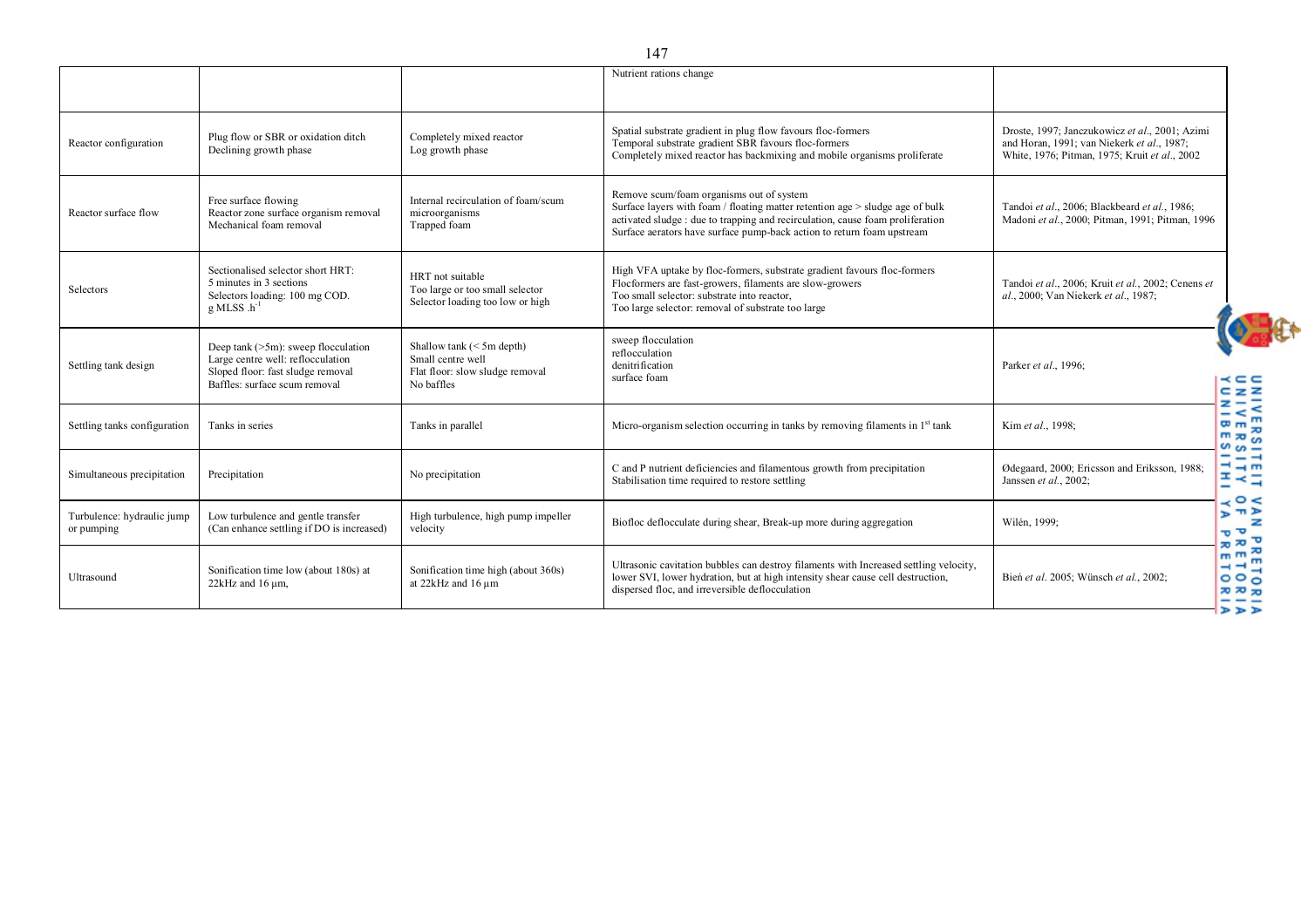| | | | | |
|---|---|---|---|---|
| | | | Nutrient rations change | |
| Reactor configuration | Plug flow or SBR or oxidation ditch<br>Declining growth phase | Completely mixed reactor<br>Log growth phase | Spatial substrate gradient in plug flow favours floc-formers<br>Temporal substrate gradient SBR favours floc-formers<br>Completely mixed reactor has backmixing and mobile organisms proliferate | Droste, 1997; Janczukowicz *et al*., 2001; Azimi and Horan, 1991; van Niekerk *et al*., 1987; White, 1976; Pitman, 1975; Kruit *et al*., 2002 |
| Reactor surface flow | Free surface flowing<br>Reactor zone surface organism removal<br>Mechanical foam removal | Internal recirculation of foam/scum microorganisms<br>Trapped foam | Remove scum/foam organisms out of system<br>Surface layers with foam / floating matter retention age > sludge age of bulk activated sludge : due to trapping and recirculation, cause foam proliferation<br>Surface aerators have surface pump-back action to return foam upstream | Tandoi *et al*., 2006; Blackbeard *et al*., 1986; Madoni *et al*., 2000; Pitman, 1991; Pitman, 1996 |
| Selectors | Sectionalised selector short HRT:<br>5 minutes in 3 sections<br>Selectors loading: 100 mg COD.<br>g MLSS .$h^{-1}$ | HRT not suitable<br>Too large or too small selector<br>Selector loading too low or high | High VFA uptake by floc-formers, substrate gradient favours floc-formers<br>Flocformers are fast-growers, filaments are slow-growers<br>Too small selector: substrate into reactor,<br>Too large selector: removal of substrate too large | Tandoi *et al*., 2006; Kruit *et al*., 2002; Cenens *et al*., 2000; Van Niekerk *et al*., 1987; |
| Settling tank design | Deep tank (>5m): sweep flocculation<br>Large centre well: reflocculation<br>Sloped floor: fast sludge removal<br>Baffles: surface scum removal | Shallow tank (< 5m depth)<br>Small centre well<br>Flat floor: slow sludge removal<br>No baffles | sweep flocculation<br>reflocculation<br>denitrification<br>surface foam | Parker *et al*., 1996; |
| Settling tanks configuration | Tanks in series | Tanks in parallel | Micro-organism selection occurring in tanks by removing filaments in 1st tank | Kim *et al*., 1998; |
| Simultaneous precipitation | Precipitation | No precipitation | C and P nutrient deficiencies and filamentous growth from precipitation<br>Stabilisation time required to restore settling | Ødegaard, 2000; Ericsson and Eriksson, 1988; Janssen *et al*., 2002; |
| Turbulence: hydraulic jump or pumping | Low turbulence and gentle transfer<br>(Can enhance settling if DO is increased) | High turbulence, high pump impeller velocity | Biofloc deflocculate during shear, Break-up more during aggregation | Wilén, 1999; |
| Ultrasound | Sonification time low (about 180s) at 22kHz and 16 μm, | Sonification time high (about 360s) at 22kHz and 16 μm | Ultrasonic cavitation bubbles can destroy filaments with Increased settling velocity, lower SVI, lower hydration, but at high intensity shear cause cell destruction, dispersed floc, and irreversible deflocculation | Bień *et al*. 2005; Wünsch *et al*., 2002; |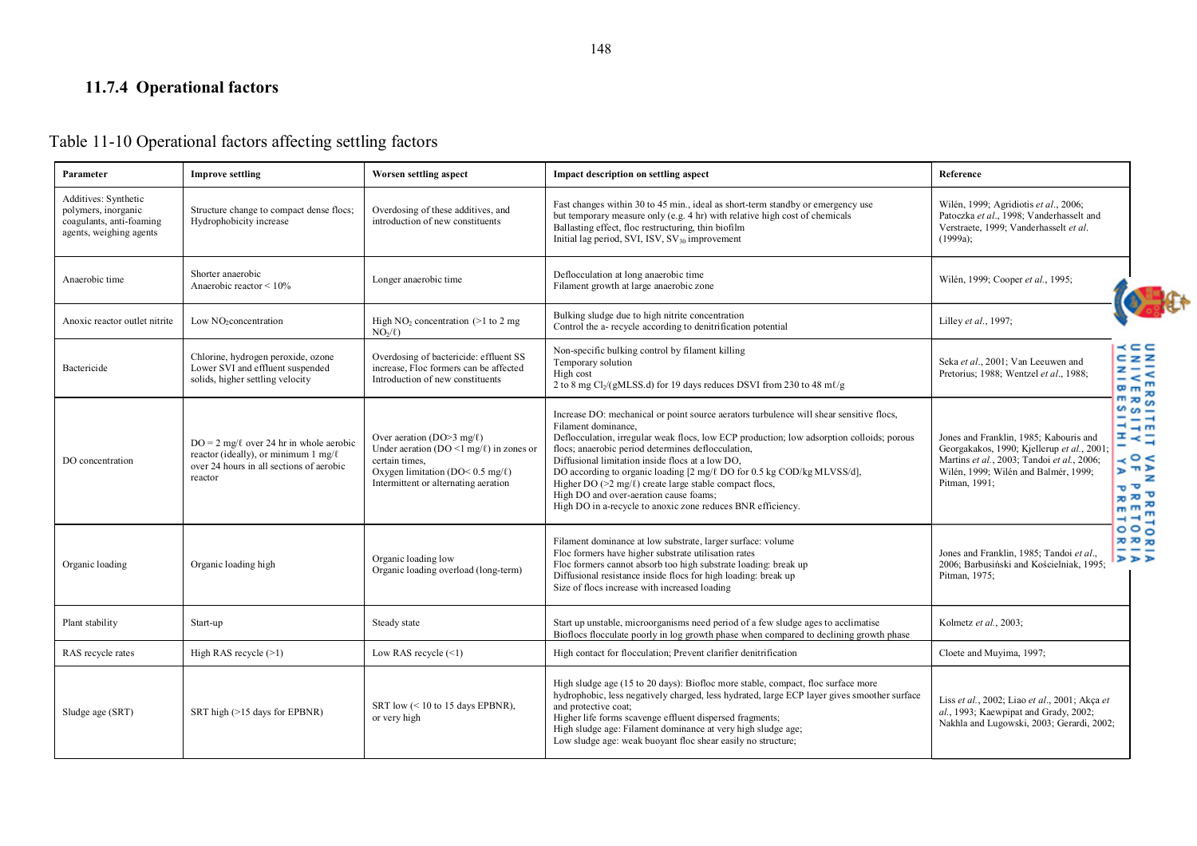### 11.7.4 Operational factors

Table 11-10 Operational factors affecting settling factors

| Parameter | Improve settling | Worsen settling aspect | Impact description on settling aspect | Reference |
|---|---|---|---|---|
| Additives: Synthetic polymers, inorganic coagulants, anti-foaming agents, weighing agents | Structure change to compact dense flocs; Hydrophobicity increase | Overdosing of these additives, and introduction of new constituents | Fast changes within 30 to 45 min., ideal as short-term standby or emergency use but temporary measure only (e.g. 4 hr) with relative high cost of chemicals<br>Ballasting effect, floc restructuring, thin biofilm<br>Initial lag period, SVI, ISV, $SV_{30}$ improvement | Wilén, 1999; Agridiotis *et al.*, 2006; Patoczka *et al.*, 1998; Vanderhasselt and Verstraete, 1999; Vanderhasselt *et al.* (1999a); |
| Anaerobic time | Shorter anaerobic<br>Anaerobic reactor < 10% | Longer anaerobic time | Deflocculation at long anaerobic time<br>Filament growth at large anaerobic zone | Wilén, 1999; Cooper *et al.*, 1995; |
| Anoxic reactor outlet nitrite | Low $NO_2$ concentration | High $NO_2$ concentration (>1 to 2 mg $NO_2$/ℓ) | Bulking sludge due to high nitrite concentration<br>Control the a- recycle according to denitrification potential | Lilley *et al.*, 1997; |
| Bactericide | Chlorine, hydrogen peroxide, ozone<br>Lower SVI and effluent suspended solids, higher settling velocity | Overdosing of bactericide: effluent SS increase, Floc formers can be affected<br>Introduction of new constituents | Non-specific bulking control by filament killing<br>Temporary solution<br>High cost<br>2 to 8 mg $Cl_2$/(gMLSS.d) for 19 days reduces DSVI from 230 to 48 mℓ/g | Seka *et al.*, 2001; Van Leeuwen and Pretorius; 1988; Wentzel *et al.*, 1988; |
| DO concentration | DO = 2 mg/ℓ over 24 hr in whole aerobic reactor (ideally), or minimum 1 mg/ℓ over 24 hours in all sections of aerobic reactor | Over aeration (DO>3 mg/ℓ)<br>Under aeration (DO <1 mg/ℓ) in zones or certain times,<br>Oxygen limitation (DO< 0.5 mg/ℓ)<br>Intermittent or alternating aeration | Increase DO: mechanical or point source aerators turbulence will shear sensitive flocs, Filament dominance,<br>Deflocculation, irregular weak flocs, low ECP production; low adsorption colloids; porous flocs; anaerobic period determines deflocculation,<br>Diffusional limitation inside flocs at a low DO,<br>DO according to organic loading [2 mg/ℓ DO for 0.5 kg COD/kg MLVSS/d],<br>Higher DO (>2 mg/ℓ) create large stable compact flocs,<br>High DO and over-aeration cause foams;<br>High DO in a-recycle to anoxic zone reduces BNR efficiency. | Jones and Franklin, 1985; Kabouris and Georgakakos, 1990; Kjellerup *et al.*, 2001; Martins *et al.*, 2003; Tandoi *et al.*, 2006; Wilén, 1999; Wilén and Balmér, 1999; Pitman, 1991; |
| Organic loading | Organic loading high | Organic loading low<br>Organic loading overload (long-term) | Filament dominance at low substrate, larger surface: volume<br>Floc formers have higher substrate utilisation rates<br>Floc formers cannot absorb too high substrate loading: break up<br>Diffusional resistance inside flocs for high loading: break up<br>Size of flocs increase with increased loading | Jones and Franklin, 1985; Tandoi *et al.*, 2006; Barbusiński and Kościelniak, 1995; Pitman, 1975; |
| Plant stability | Start-up | Steady state | Start up unstable, microorganisms need period of a few sludge ages to acclimatise<br>Bioflocs flocculate poorly in log growth phase when compared to declining growth phase | Kolmetz *et al.*, 2003; |
| RAS recycle rates | High RAS recycle (>1) | Low RAS recycle (<1) | High contact for flocculation; Prevent clarifier denitrification | Cloete and Muyima, 1997; |
| Sludge age (SRT) | SRT high (>15 days for EPBNR) | SRT low (< 10 to 15 days EPBNR), or very high | High sludge age (15 to 20 days): Biofloc more stable, compact, floc surface more hydrophobic, less negatively charged, less hydrated, large ECP layer gives smoother surface and protective coat;<br>Higher life forms scavenge effluent dispersed fragments;<br>High sludge age: Filament dominance at very high sludge age;<br>Low sludge age: weak buoyant floc shear easily no structure; | Liss *et al.*, 2002; Liao *et al.*, 2001; Akça *et al.*, 1993; Kaewpipat and Grady, 2002; Nakhla and Lugowski, 2003; Gerardi, 2002; |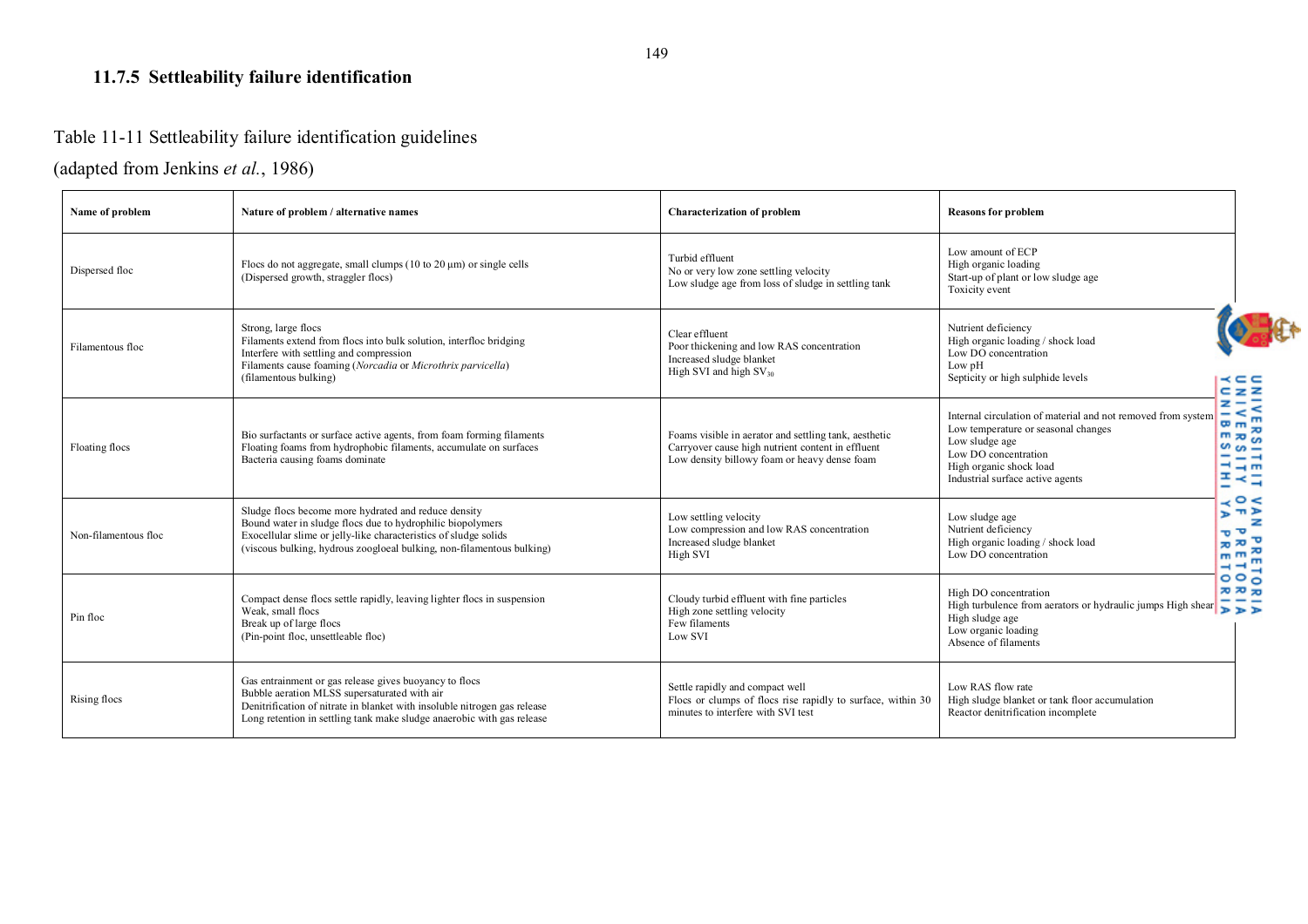### 11.7.5 Settleability failure identification

Table 11-11 Settleability failure identification guidelines

(adapted from Jenkins *et al.*, 1986)

| Name of problem | Nature of problem / alternative names | Characterization of problem | Reasons for problem |
|---|---|---|---|
| Dispersed floc | Flocs do not aggregate, small clumps (10 to 20 µm) or single cells<br>(Dispersed growth, straggler flocs) | Turbid effluent<br>No or very low zone settling velocity<br>Low sludge age from loss of sludge in settling tank | Low amount of ECP<br>High organic loading<br>Start-up of plant or low sludge age<br>Toxicity event |
| Filamentous floc | Strong, large flocs<br>Filaments extend from flocs into bulk solution, interfloc bridging<br>Interfere with settling and compression<br>Filaments cause foaming (*Norcadia* or *Microthrix parvicella*)<br>(filamentous bulking) | Clear effluent<br>Poor thickening and low RAS concentration<br>Increased sludge blanket<br>High SVI and high $SV_{30}$ | Nutrient deficiency<br>High organic loading / shock load<br>Low DO concentration<br>Low pH<br>Septicity or high sulphide levels |
| Floating flocs | Bio surfactants or surface active agents, from foam forming filaments<br>Floating foams from hydrophobic filaments, accumulate on surfaces<br>Bacteria causing foams dominate | Foams visible in aerator and settling tank, aesthetic<br>Carryover cause high nutrient content in effluent<br>Low density billowy foam or heavy dense foam | Internal circulation of material and not removed from system<br>Low temperature or seasonal changes<br>Low sludge age<br>Low DO concentration<br>High organic shock load<br>Industrial surface active agents |
| Non-filamentous floc | Sludge flocs become more hydrated and reduce density<br>Bound water in sludge flocs due to hydrophilic biopolymers<br>Exocellular slime or jelly-like characteristics of sludge solids<br>(viscous bulking, hydrous zoogloeal bulking, non-filamentous bulking) | Low settling velocity<br>Low compression and low RAS concentration<br>Increased sludge blanket<br>High SVI | Low sludge age<br>Nutrient deficiency<br>High organic loading / shock load<br>Low DO concentration |
| Pin floc | Compact dense flocs settle rapidly, leaving lighter flocs in suspension<br>Weak, small flocs<br>Break up of large flocs<br>(Pin-point floc, unsettleable floc) | Cloudy turbid effluent with fine particles<br>High zone settling velocity<br>Few filaments<br>Low SVI | High DO concentration<br>High turbulence from aerators or hydraulic jumps High shear<br>High sludge age<br>Low organic loading<br>Absence of filaments |
| Rising flocs | Gas entrainment or gas release gives buoyancy to flocs<br>Bubble aeration MLSS supersaturated with air<br>Denitrification of nitrate in blanket with insoluble nitrogen gas release<br>Long retention in settling tank make sludge anaerobic with gas release | Settle rapidly and compact well<br>Flocs or clumps of flocs rise rapidly to surface, within 30 minutes to interfere with SVI test | Low RAS flow rate<br>High sludge blanket or tank floor accumulation<br>Reactor denitrification incomplete |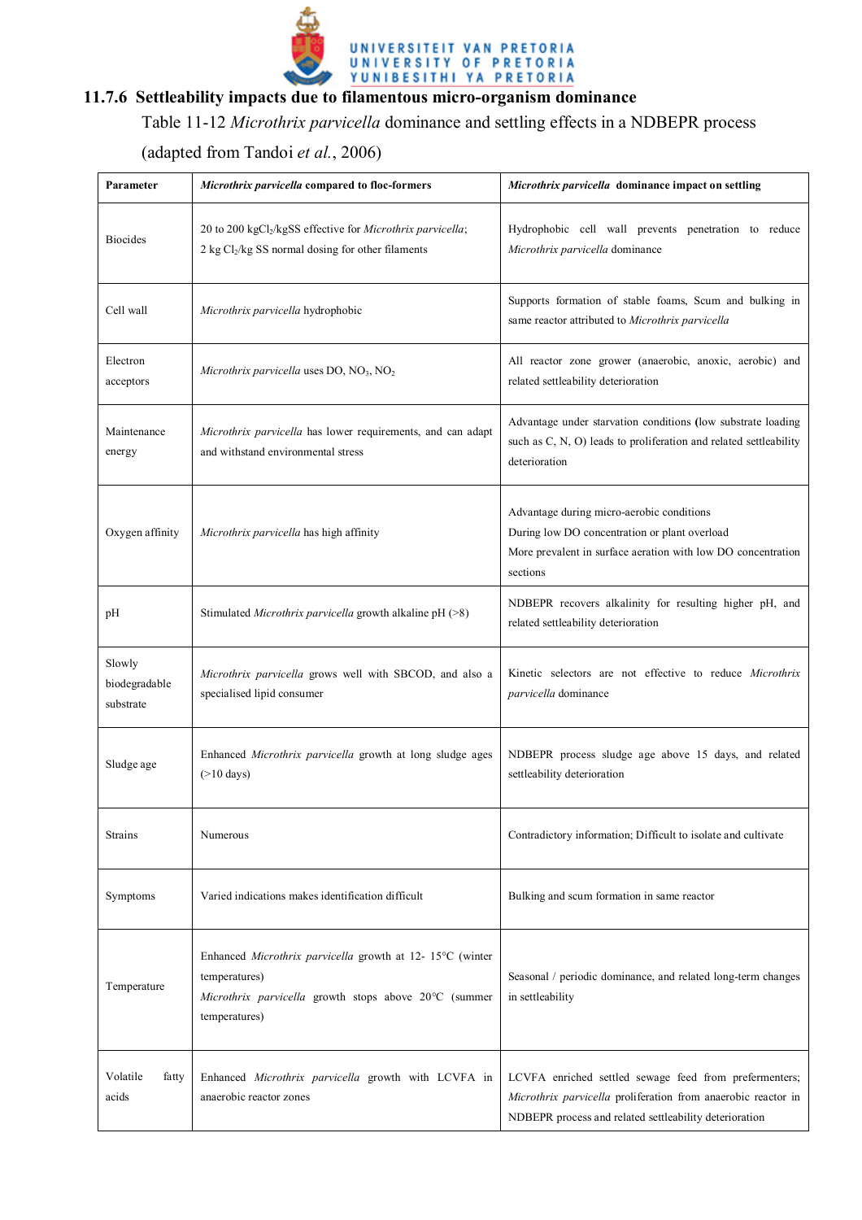### 11.7.6 Settleability impacts due to filamentous micro-organism dominance

Table 11-12 *Microthrix parvicella* dominance and settling effects in a NDBEPR process (adapted from Tandoi *et al.*, 2006)

| Parameter | *Microthrix parvicella* compared to floc-formers | *Microthrix parvicella* dominance impact on settling |
|---|---|---|
| Biocides | 20 to 200 kg$Cl_2$/kgSS effective for *Microthrix parvicella*; 2 kg $Cl_2$/kg SS normal dosing for other filaments | Hydrophobic cell wall prevents penetration to reduce *Microthrix parvicella* dominance |
| Cell wall | *Microthrix parvicella* hydrophobic | Supports formation of stable foams, Scum and bulking in same reactor attributed to *Microthrix parvicella* |
| Electron acceptors | *Microthrix parvicella* uses DO, $NO_3$, $NO_2$ | All reactor zone grower (anaerobic, anoxic, aerobic) and related settleability deterioration |
| Maintenance energy | *Microthrix parvicella* has lower requirements, and can adapt and withstand environmental stress | Advantage under starvation conditions **(**low substrate loading such as C, N, O) leads to proliferation and related settleability deterioration |
| Oxygen affinity | *Microthrix parvicella* has high affinity | Advantage during micro-aerobic conditions<br>During low DO concentration or plant overload<br>More prevalent in surface aeration with low DO concentration sections |
| pH | Stimulated *Microthrix parvicella* growth alkaline pH (>8) | NDBEPR recovers alkalinity for resulting higher pH, and related settleability deterioration |
| Slowly biodegradable substrate | *Microthrix parvicella* grows well with SBCOD, and also a specialised lipid consumer | Kinetic selectors are not effective to reduce *Microthrix parvicella* dominance |
| Sludge age | Enhanced *Microthrix parvicella* growth at long sludge ages (>10 days) | NDBEPR process sludge age above 15 days, and related settleability deterioration |
| Strains | Numerous | Contradictory information; Difficult to isolate and cultivate |
| Symptoms | Varied indications makes identification difficult | Bulking and scum formation in same reactor |
| Temperature | Enhanced *Microthrix parvicella* growth at 12- 15°C (winter temperatures)<br>*Microthrix parvicella* growth stops above 20°C (summer temperatures) | Seasonal / periodic dominance, and related long-term changes in settleability |
| Volatile fatty acids | Enhanced *Microthrix parvicella* growth with LCVFA in anaerobic reactor zones | LCVFA enriched settled sewage feed from prefermenters; *Microthrix parvicella* proliferation from anaerobic reactor in NDBEPR process and related settleability deterioration |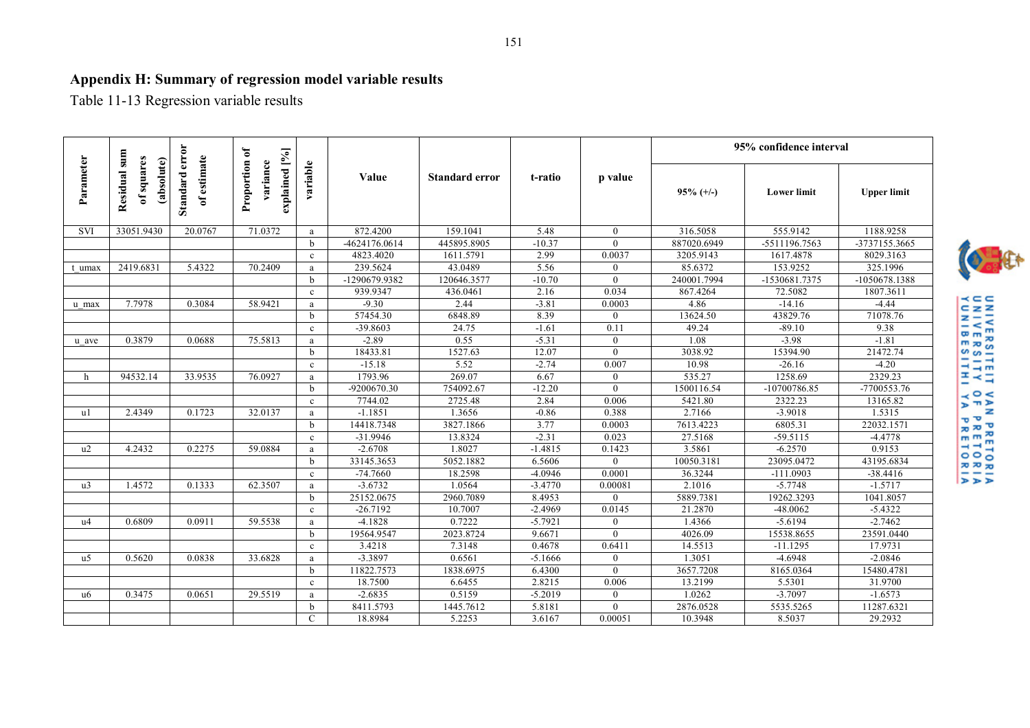## Appendix H: Summary of regression model variable results

Table 11-13 Regression variable results

| Parameter | Residual sum of squares (absolute) | Standard error of estimate | Proportion of variance explained [%] | variable | Value | Standard error | t-ratio | p value | 95% confidence interval | | |
|---|---|---|---|---|---|---|---|---|---|---|---|
| | | | | | | | | | 95% (+/-) | Lower limit | Upper limit |
| SVI | 33051.9430 | 20.0767 | 71.0372 | a | 872.4200 | 159.1041 | 5.48 | 0 | 316.5058 | 555.9142 | 1188.9258 |
| | | | | b | -4624176.0614 | 445895.8905 | -10.37 | 0 | 887020.6949 | -5511196.7563 | -3737155.3665 |
| | | | | c | 4823.4020 | 1611.5791 | 2.99 | 0.0037 | 3205.9143 | 1617.4878 | 8029.3163 |
| t_umax | 2419.6831 | 5.4322 | 70.2409 | a | 239.5624 | 43.0489 | 5.56 | 0 | 85.6372 | 153.9252 | 325.1996 |
| | | | | b | -1290679.9382 | 120646.3577 | -10.70 | 0 | 240001.7994 | -1530681.7375 | -1050678.1388 |
| | | | | c | 939.9347 | 436.0461 | 2.16 | 0.034 | 867.4264 | 72.5082 | 1807.3611 |
| u_max | 7.7978 | 0.3084 | 58.9421 | a | -9.30 | 2.44 | -3.81 | 0.0003 | 4.86 | -14.16 | -4.44 |
| | | | | b | 57454.30 | 6848.89 | 8.39 | 0 | 13624.50 | 43829.76 | 71078.76 |
| | | | | c | -39.8603 | 24.75 | -1.61 | 0.11 | 49.24 | -89.10 | 9.38 |
| u_ave | 0.3879 | 0.0688 | 75.5813 | a | -2.89 | 0.55 | -5.31 | 0 | 1.08 | -3.98 | -1.81 |
| | | | | b | 18433.81 | 1527.63 | 12.07 | 0 | 3038.92 | 15394.90 | 21472.74 |
| | | | | c | -15.18 | 5.52 | -2.74 | 0.007 | 10.98 | -26.16 | -4.20 |
| h | 94532.14 | 33.9535 | 76.0927 | a | 1793.96 | 269.07 | 6.67 | 0 | 535.27 | 1258.69 | 2329.23 |
| | | | | b | -9200670.30 | 754092.67 | -12.20 | 0 | 1500116.54 | -10700786.85 | -7700553.76 |
| | | | | c | 7744.02 | 2725.48 | 2.84 | 0.006 | 5421.80 | 2322.23 | 13165.82 |
| u1 | 2.4349 | 0.1723 | 32.0137 | a | -1.1851 | 1.3656 | -0.86 | 0.388 | 2.7166 | -3.9018 | 1.5315 |
| | | | | b | 14418.7348 | 3827.1866 | 3.77 | 0.0003 | 7613.4223 | 6805.31 | 22032.1571 |
| | | | | c | -31.9946 | 13.8324 | -2.31 | 0.023 | 27.5168 | -59.5115 | -4.4778 |
| u2 | 4.2432 | 0.2275 | 59.0884 | a | -2.6708 | 1.8027 | -1.4815 | 0.1423 | 3.5861 | -6.2570 | 0.9153 |
| | | | | b | 33145.3653 | 5052.1882 | 6.5606 | 0 | 10050.3181 | 23095.0472 | 43195.6834 |
| | | | | c | -74.7660 | 18.2598 | -4.0946 | 0.0001 | 36.3244 | -111.0903 | -38.4416 |
| u3 | 1.4572 | 0.1333 | 62.3507 | a | -3.6732 | 1.0564 | -3.4770 | 0.00081 | 2.1016 | -5.7748 | -1.5717 |
| | | | | b | 25152.0675 | 2960.7089 | 8.4953 | 0 | 5889.7381 | 19262.3293 | 1041.8057 |
| | | | | c | -26.7192 | 10.7007 | -2.4969 | 0.0145 | 21.2870 | -48.0062 | -5.4322 |
| u4 | 0.6809 | 0.0911 | 59.5538 | a | -4.1828 | 0.7222 | -5.7921 | 0 | 1.4366 | -5.6194 | -2.7462 |
| | | | | b | 19564.9547 | 2023.8724 | 9.6671 | 0 | 4026.09 | 15538.8655 | 23591.0440 |
| | | | | c | 3.4218 | 7.3148 | 0.4678 | 0.6411 | 14.5513 | -11.1295 | 17.9731 |
| u5 | 0.5620 | 0.0838 | 33.6828 | a | -3.3897 | 0.6561 | -5.1666 | 0 | 1.3051 | -4.6948 | -2.0846 |
| | | | | b | 11822.7573 | 1838.6975 | 6.4300 | 0 | 3657.7208 | 8165.0364 | 15480.4781 |
| | | | | c | 18.7500 | 6.6455 | 2.8215 | 0.006 | 13.2199 | 5.5301 | 31.9700 |
| u6 | 0.3475 | 0.0651 | 29.5519 | a | -2.6835 | 0.5159 | -5.2019 | 0 | 1.0262 | -3.7097 | -1.6573 |
| | | | | b | 8411.5793 | 1445.7612 | 5.8181 | 0 | 2876.0528 | 5535.5265 | 11287.6321 |
| | | | | C | 18.8984 | 5.2253 | 3.6167 | 0.00051 | 10.3948 | 8.5037 | 29.2932 |